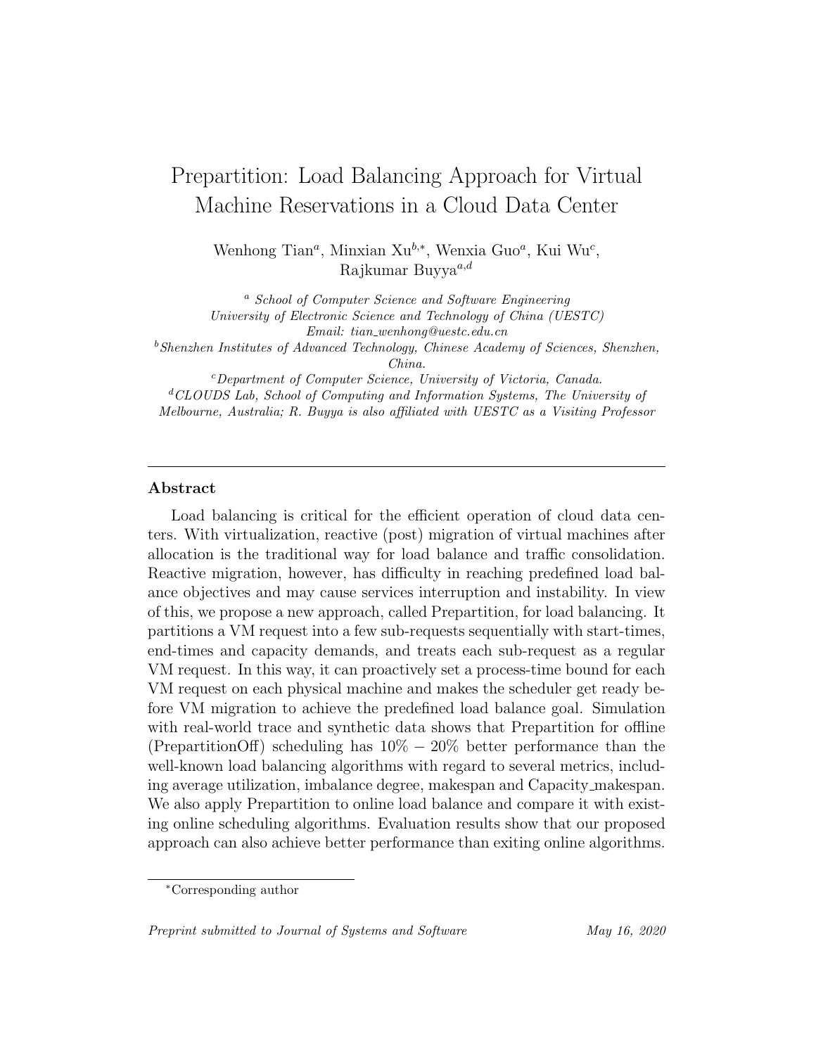# Prepartition: Load Balancing Approach for Virtual Machine Reservations in a Cloud Data Center

Wenhong Tian[a], Minxian Xu[b,*], Wenxia Guo[a], Kui Wu[c], Rajkumar Buyya[a,d]

[a] *School of Computer Science and Software Engineering*
*University of Electronic Science and Technology of China (UESTC)*
*Email: tian_wenhong@uestc.edu.cn*

[b] *Shenzhen Institutes of Advanced Technology, Chinese Academy of Sciences, Shenzhen, China.*

[c] *Department of Computer Science, University of Victoria, Canada.*

[d] *CLOUDS Lab, School of Computing and Information Systems, The University of Melbourne, Australia; R. Buyya is also affiliated with UESTC as a Visiting Professor*

---

### Abstract

Load balancing is critical for the efficient operation of cloud data centers. With virtualization, reactive (post) migration of virtual machines after allocation is the traditional way for load balance and traffic consolidation. Reactive migration, however, has difficulty in reaching predefined load balance objectives and may cause services interruption and instability. In view of this, we propose a new approach, called Prepartition, for load balancing. It partitions a VM request into a few sub-requests sequentially with start-times, end-times and capacity demands, and treats each sub-request as a regular VM request. In this way, it can proactively set a process-time bound for each VM request on each physical machine and makes the scheduler get ready before VM migration to achieve the predefined load balance goal. Simulation with real-world trace and synthetic data shows that Prepartition for offline (PrepartitionOff) scheduling has $10\% - 20\%$ better performance than the well-known load balancing algorithms with regard to several metrics, including average utilization, imbalance degree, makespan and Capacity_makespan. We also apply Prepartition to online load balance and compare it with existing online scheduling algorithms. Evaluation results show that our proposed approach can also achieve better performance than exiting online algorithms.

---

[*] Corresponding author

*Preprint submitted to Journal of Systems and Software* *May 16, 2020*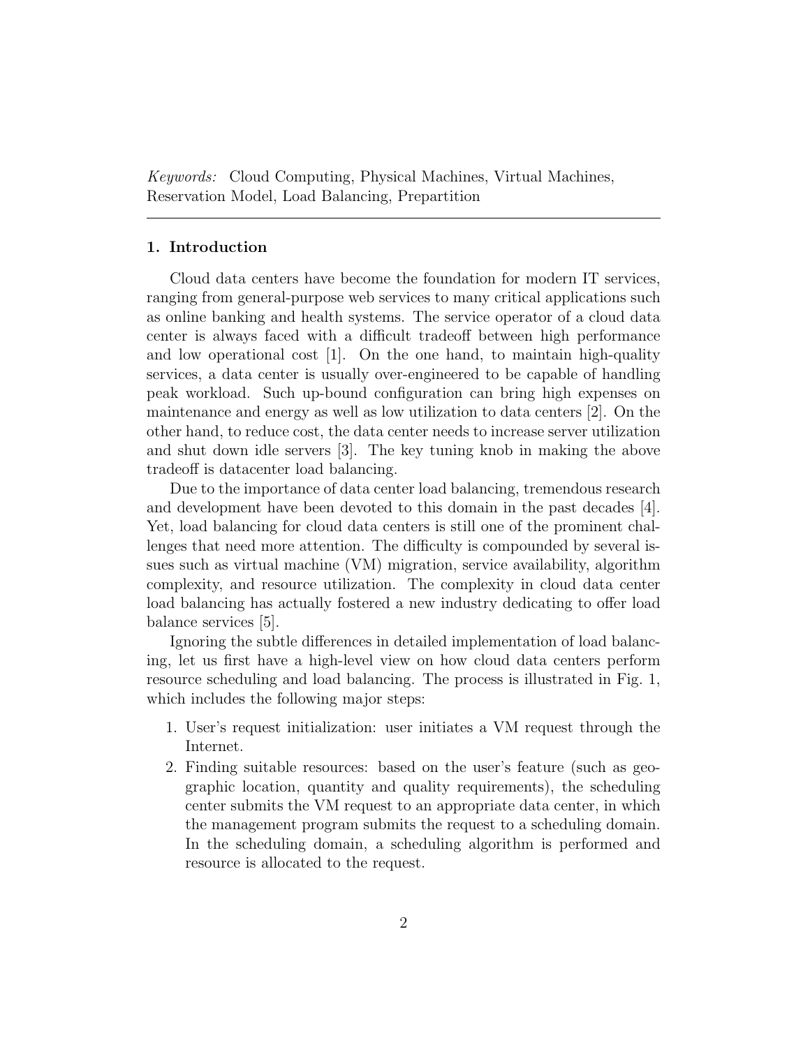*Keywords:* Cloud Computing, Physical Machines, Virtual Machines, Reservation Model, Load Balancing, Prepartition

---

## 1. Introduction

Cloud data centers have become the foundation for modern IT services, ranging from general-purpose web services to many critical applications such as online banking and health systems. The service operator of a cloud data center is always faced with a difficult tradeoff between high performance and low operational cost [1]. On the one hand, to maintain high-quality services, a data center is usually over-engineered to be capable of handling peak workload. Such up-bound configuration can bring high expenses on maintenance and energy as well as low utilization to data centers [2]. On the other hand, to reduce cost, the data center needs to increase server utilization and shut down idle servers [3]. The key tuning knob in making the above tradeoff is datacenter load balancing.

Due to the importance of data center load balancing, tremendous research and development have been devoted to this domain in the past decades [4]. Yet, load balancing for cloud data centers is still one of the prominent challenges that need more attention. The difficulty is compounded by several issues such as virtual machine (VM) migration, service availability, algorithm complexity, and resource utilization. The complexity in cloud data center load balancing has actually fostered a new industry dedicating to offer load balance services [5].

Ignoring the subtle differences in detailed implementation of load balancing, let us first have a high-level view on how cloud data centers perform resource scheduling and load balancing. The process is illustrated in Fig. 1, which includes the following major steps:

1. User's request initialization: user initiates a VM request through the Internet.
2. Finding suitable resources: based on the user's feature (such as geographic location, quantity and quality requirements), the scheduling center submits the VM request to an appropriate data center, in which the management program submits the request to a scheduling domain. In the scheduling domain, a scheduling algorithm is performed and resource is allocated to the request.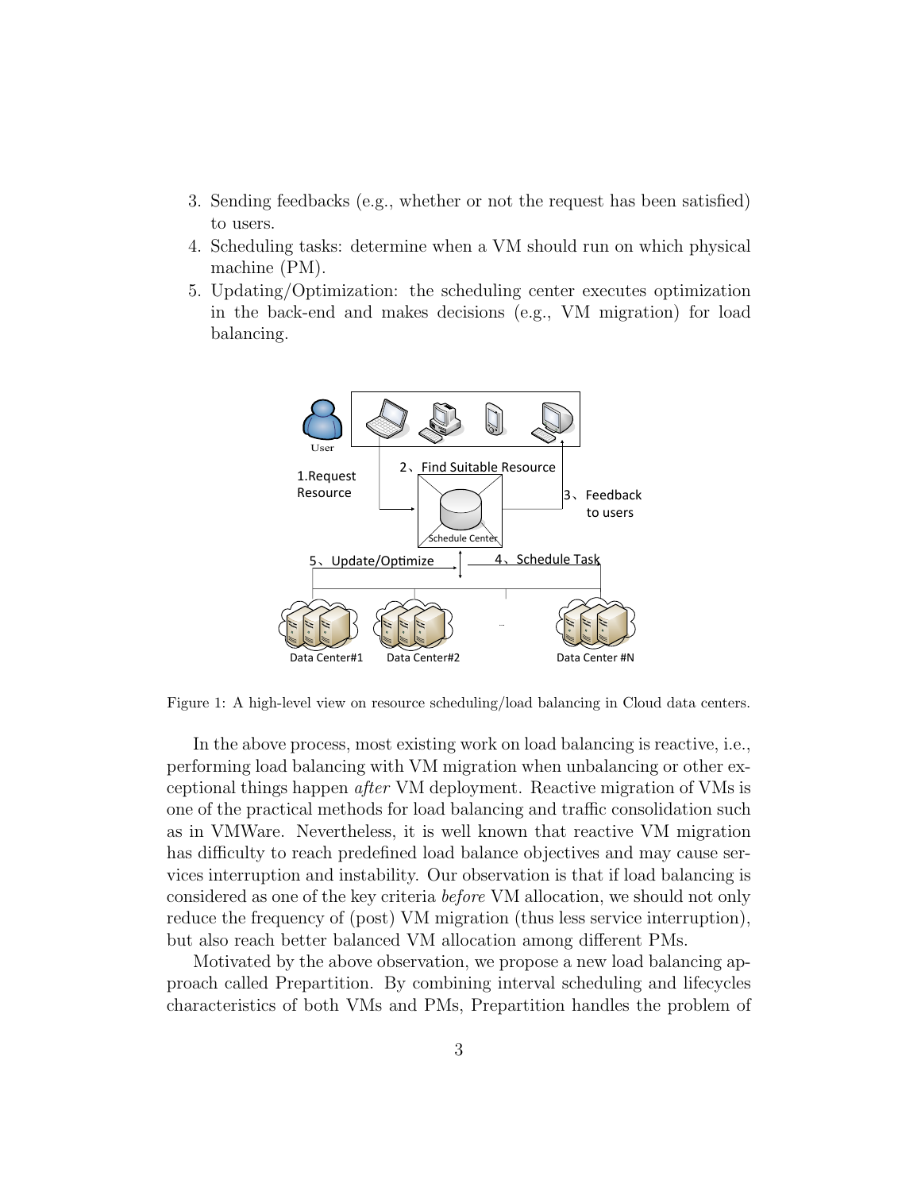3. Sending feedbacks (e.g., whether or not the request has been satisfied) to users.
4. Scheduling tasks: determine when a VM should run on which physical machine (PM).
5. Updating/Optimization: the scheduling center executes optimization in the back-end and makes decisions (e.g., VM migration) for load balancing.

Figure 1: A high-level view on resource scheduling/load balancing in Cloud data centers.

In the above process, most existing work on load balancing is reactive, i.e., performing load balancing with VM migration when unbalancing or other exceptional things happen *after* VM deployment. Reactive migration of VMs is one of the practical methods for load balancing and traffic consolidation such as in VMWare. Nevertheless, it is well known that reactive VM migration has difficulty to reach predefined load balance objectives and may cause services interruption and instability. Our observation is that if load balancing is considered as one of the key criteria *before* VM allocation, we should not only reduce the frequency of (post) VM migration (thus less service interruption), but also reach better balanced VM allocation among different PMs.

Motivated by the above observation, we propose a new load balancing approach called Prepartition. By combining interval scheduling and lifecycles characteristics of both VMs and PMs, Prepartition handles the problem of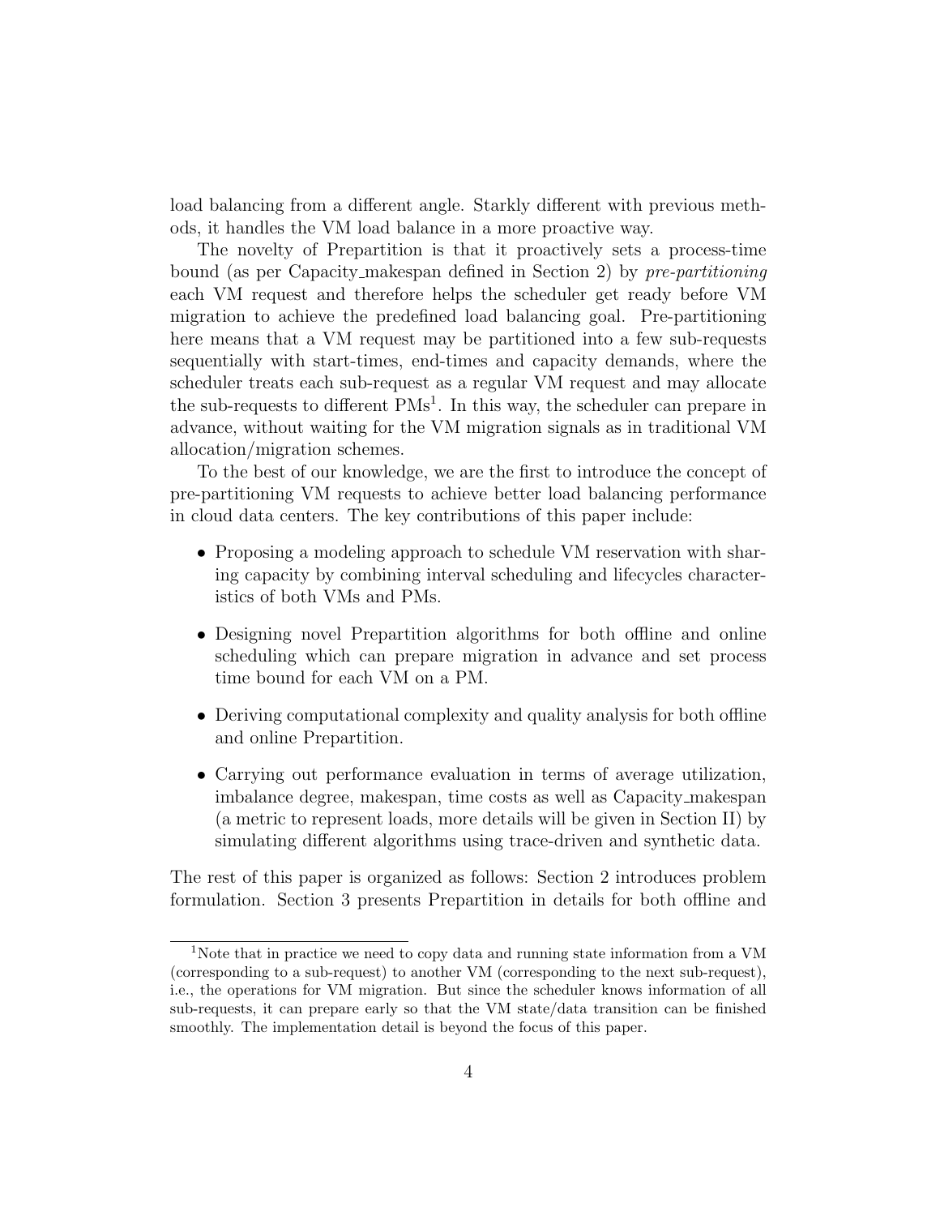load balancing from a different angle. Starkly different with previous methods, it handles the VM load balance in a more proactive way.

The novelty of Prepartition is that it proactively sets a process-time bound (as per Capacity_makespan defined in Section 2) by *pre-partitioning* each VM request and therefore helps the scheduler get ready before VM migration to achieve the predefined load balancing goal. Pre-partitioning here means that a VM request may be partitioned into a few sub-requests sequentially with start-times, end-times and capacity demands, where the scheduler treats each sub-request as a regular VM request and may allocate the sub-requests to different PMs[1]. In this way, the scheduler can prepare in advance, without waiting for the VM migration signals as in traditional VM allocation/migration schemes.

To the best of our knowledge, we are the first to introduce the concept of pre-partitioning VM requests to achieve better load balancing performance in cloud data centers. The key contributions of this paper include:

- Proposing a modeling approach to schedule VM reservation with sharing capacity by combining interval scheduling and lifecycles characteristics of both VMs and PMs.
- Designing novel Prepartition algorithms for both offline and online scheduling which can prepare migration in advance and set process time bound for each VM on a PM.
- Deriving computational complexity and quality analysis for both offline and online Prepartition.
- Carrying out performance evaluation in terms of average utilization, imbalance degree, makespan, time costs as well as Capacity_makespan (a metric to represent loads, more details will be given in Section II) by simulating different algorithms using trace-driven and synthetic data.

The rest of this paper is organized as follows: Section 2 introduces problem formulation. Section 3 presents Prepartition in details for both offline and

[1] Note that in practice we need to copy data and running state information from a VM (corresponding to a sub-request) to another VM (corresponding to the next sub-request), i.e., the operations for VM migration. But since the scheduler knows information of all sub-requests, it can prepare early so that the VM state/data transition can be finished smoothly. The implementation detail is beyond the focus of this paper.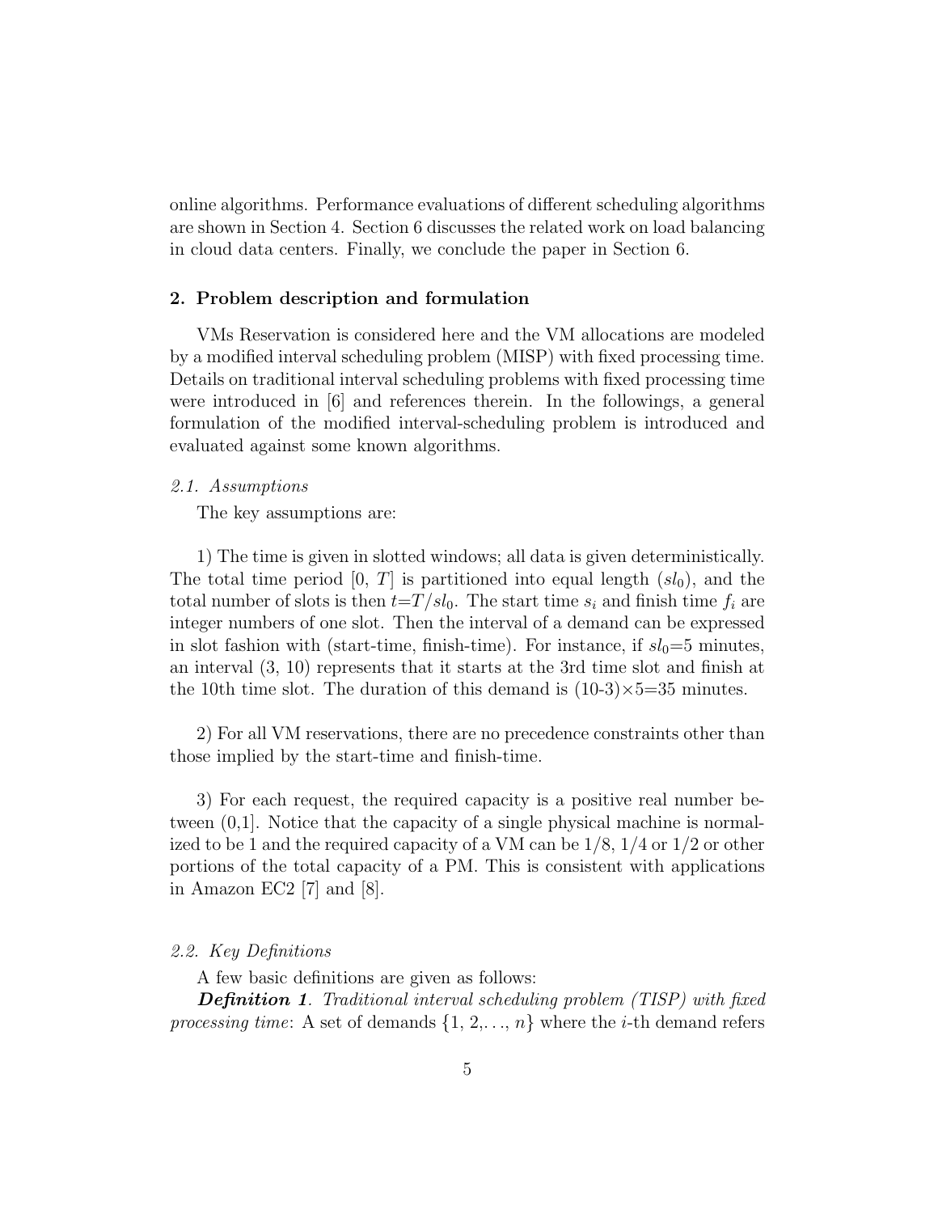online algorithms. Performance evaluations of different scheduling algorithms are shown in Section 4. Section 6 discusses the related work on load balancing in cloud data centers. Finally, we conclude the paper in Section 6.

## 2. Problem description and formulation

VMs Reservation is considered here and the VM allocations are modeled by a modified interval scheduling problem (MISP) with fixed processing time. Details on traditional interval scheduling problems with fixed processing time were introduced in [6] and references therein. In the followings, a general formulation of the modified interval-scheduling problem is introduced and evaluated against some known algorithms.

### *2.1. Assumptions*

The key assumptions are:

1) The time is given in slotted windows; all data is given deterministically. The total time period $[0, T]$ is partitioned into equal length ($sl_0$), and the total number of slots is then $t$=$T/sl_0$. The start time $s_i$ and finish time $f_i$ are integer numbers of one slot. Then the interval of a demand can be expressed in slot fashion with (start-time, finish-time). For instance, if $sl_0$=5 minutes, an interval (3, 10) represents that it starts at the 3rd time slot and finish at the 10th time slot. The duration of this demand is $(10\text{-}3)\times 5$=35 minutes.

2) For all VM reservations, there are no precedence constraints other than those implied by the start-time and finish-time.

3) For each request, the required capacity is a positive real number between (0,1]. Notice that the capacity of a single physical machine is normalized to be 1 and the required capacity of a VM can be 1/8, 1/4 or 1/2 or other portions of the total capacity of a PM. This is consistent with applications in Amazon EC2 [7] and [8].

### *2.2. Key Definitions*

A few basic definitions are given as follows:

***Definition 1***. *Traditional interval scheduling problem (TISP) with fixed processing time*: A set of demands $\{1, 2, \ldots, n\}$ where the $i$-th demand refers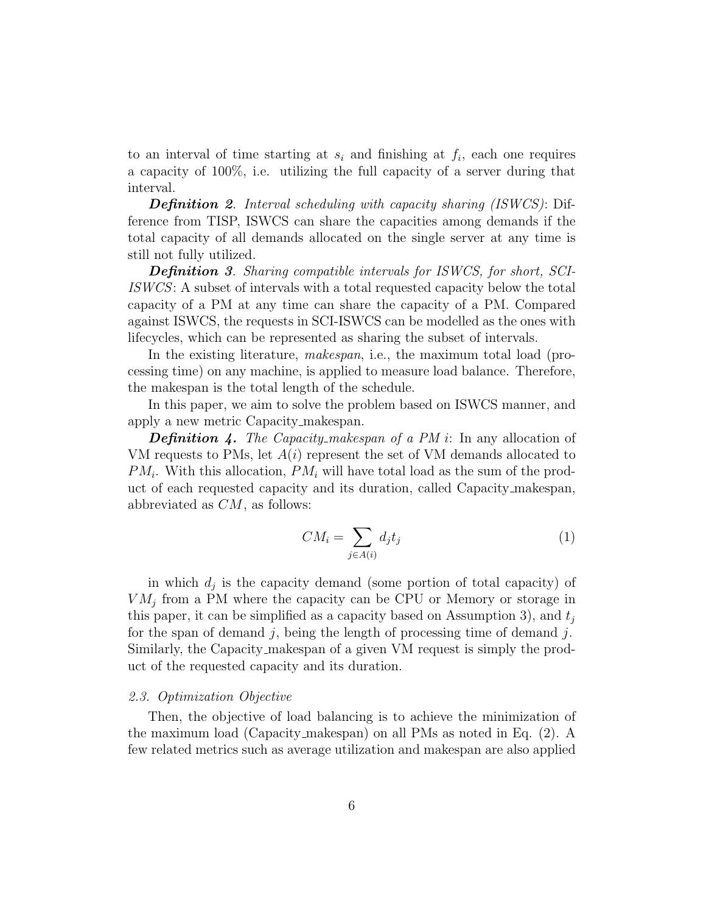to an interval of time starting at $s_i$ and finishing at $f_i$, each one requires a capacity of 100%, i.e. utilizing the full capacity of a server during that interval.

***Definition 2***. *Interval scheduling with capacity sharing (ISWCS)*: Difference from TISP, ISWCS can share the capacities among demands if the total capacity of all demands allocated on the single server at any time is still not fully utilized.

***Definition 3***. *Sharing compatible intervals for ISWCS, for short, SCI-ISWCS*: A subset of intervals with a total requested capacity below the total capacity of a PM at any time can share the capacity of a PM. Compared against ISWCS, the requests in SCI-ISWCS can be modelled as the ones with lifecycles, which can be represented as sharing the subset of intervals.

In the existing literature, *makespan*, i.e., the maximum total load (processing time) on any machine, is applied to measure load balance. Therefore, the makespan is the total length of the schedule.

In this paper, we aim to solve the problem based on ISWCS manner, and apply a new metric Capacity_makespan.

***Definition 4.*** *The Capacity_makespan of a PM i*: In any allocation of VM requests to PMs, let $A(i)$ represent the set of VM demands allocated to $PM_i$. With this allocation, $PM_i$ will have total load as the sum of the product of each requested capacity and its duration, called Capacity_makespan, abbreviated as $CM$, as follows:

$$CM_i = \sum_{j \in A(i)} d_j t_j \tag{1}$$

in which $d_j$ is the capacity demand (some portion of total capacity) of $VM_j$ from a PM where the capacity can be CPU or Memory or storage in this paper, it can be simplified as a capacity based on Assumption 3), and $t_j$ for the span of demand $j$, being the length of processing time of demand $j$. Similarly, the Capacity_makespan of a given VM request is simply the product of the requested capacity and its duration.

### 2.3. Optimization Objective

Then, the objective of load balancing is to achieve the minimization of the maximum load (Capacity_makespan) on all PMs as noted in Eq. (2). A few related metrics such as average utilization and makespan are also applied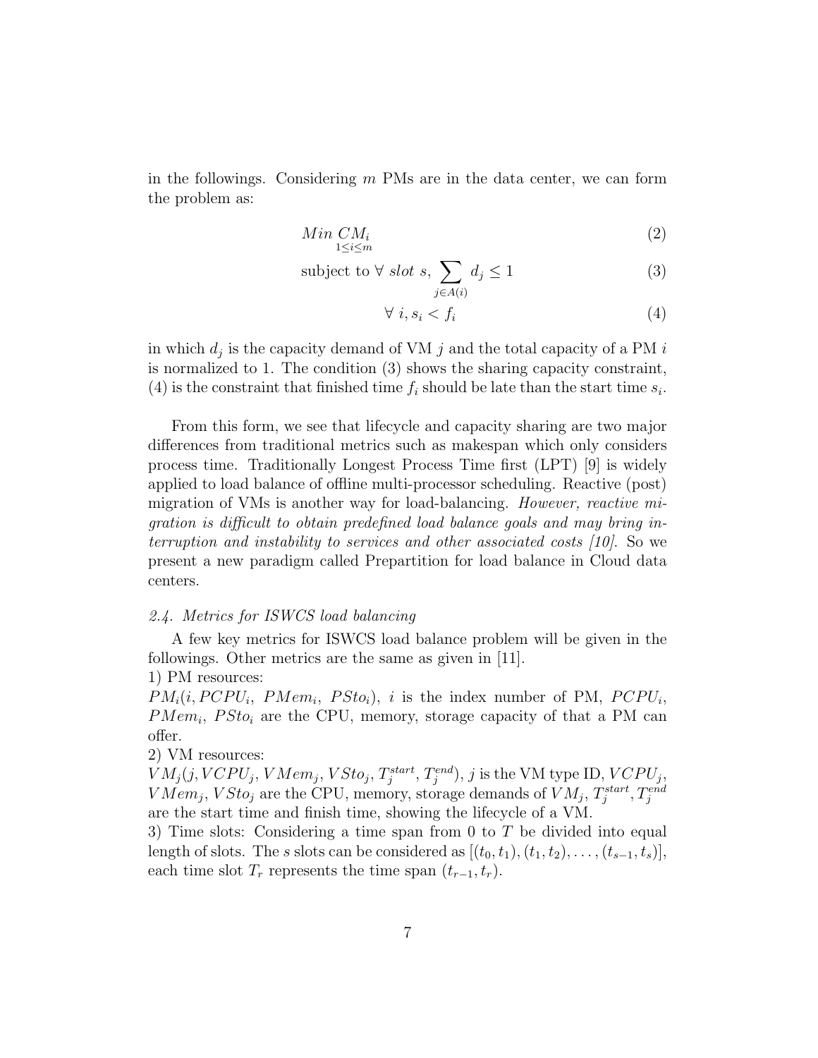in the followings. Considering $m$ PMs are in the data center, we can form the problem as:

$$Min \underset{1\leq i\leq m}{CM_i} \tag{2}$$

$$\text{subject to } \forall \ slot \ s, \sum_{j\in A(i)} d_j \leq 1 \tag{3}$$

$$\forall \ i, s_i < f_i \tag{4}$$

in which $d_j$ is the capacity demand of VM $j$ and the total capacity of a PM $i$ is normalized to 1. The condition (3) shows the sharing capacity constraint, (4) is the constraint that finished time $f_i$ should be late than the start time $s_i$.

From this form, we see that lifecycle and capacity sharing are two major differences from traditional metrics such as makespan which only considers process time. Traditionally Longest Process Time first (LPT) [9] is widely applied to load balance of offline multi-processor scheduling. Reactive (post) migration of VMs is another way for load-balancing. *However, reactive migration is difficult to obtain predefined load balance goals and may bring interruption and instability to services and other associated costs [10].* So we present a new paradigm called Prepartition for load balance in Cloud data centers.

### *2.4. Metrics for ISWCS load balancing*

A few key metrics for ISWCS load balance problem will be given in the followings. Other metrics are the same as given in [11].

1) PM resources:
$PM_i(i, PCPU_i, \ PMem_i, \ PSto_i)$, $i$ is the index number of PM, $PCPU_i$, $PMem_i$, $PSto_i$ are the CPU, memory, storage capacity of that a PM can offer.

2) VM resources:
$VM_j(j, VCPU_j, VMem_j, VSto_j, T_j^{start}, T_j^{end})$, $j$ is the VM type ID, $VCPU_j$, $VMem_j$, $VSto_j$ are the CPU, memory, storage demands of $VM_j$, $T_j^{start}, T_j^{end}$ are the start time and finish time, showing the lifecycle of a VM.

3) Time slots: Considering a time span from 0 to $T$ be divided into equal length of slots. The $s$ slots can be considered as $[(t_0, t_1), (t_1, t_2), \ldots, (t_{s-1}, t_s)]$, each time slot $T_r$ represents the time span $(t_{r-1}, t_r)$.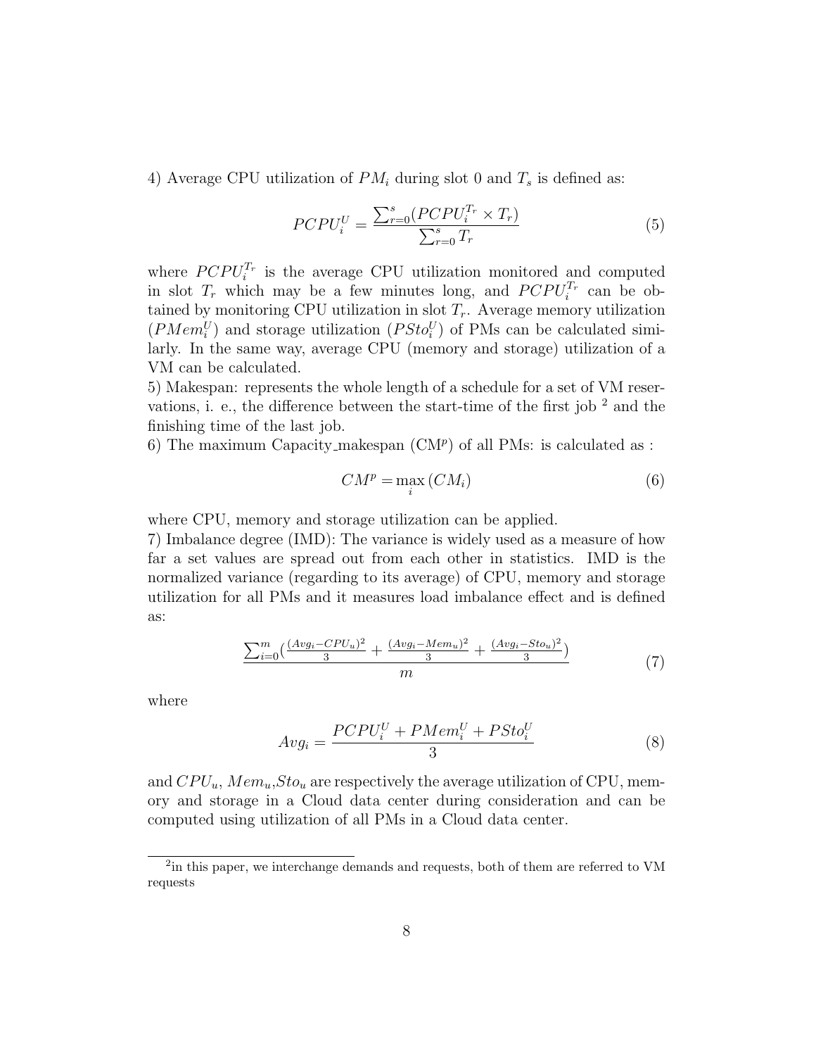4) Average CPU utilization of $PM_i$ during slot 0 and $T_s$ is defined as:

$$PCPU_i^U = \frac{\sum_{r=0}^{s}(PCPU_i^{T_r} \times T_r)}{\sum_{r=0}^{s} T_r} \tag{5}$$

where $PCPU_i^{T_r}$ is the average CPU utilization monitored and computed in slot $T_r$ which may be a few minutes long, and $PCPU_i^{T_r}$ can be obtained by monitoring CPU utilization in slot $T_r$. Average memory utilization ($PMem_i^U$) and storage utilization ($PSto_i^U$) of PMs can be calculated similarly. In the same way, average CPU (memory and storage) utilization of a VM can be calculated.

5) Makespan: represents the whole length of a schedule for a set of VM reservations, i. e., the difference between the start-time of the first job [2] and the finishing time of the last job.

6) The maximum Capacity_makespan ($\mathrm{CM}^p$) of all PMs: is calculated as :

$$CM^p = \max_i (CM_i) \tag{6}$$

where CPU, memory and storage utilization can be applied.

7) Imbalance degree (IMD): The variance is widely used as a measure of how far a set values are spread out from each other in statistics. IMD is the normalized variance (regarding to its average) of CPU, memory and storage utilization for all PMs and it measures load imbalance effect and is defined as:

$$\frac{\sum_{i=0}^{m}\left(\frac{(Avg_i - CPU_u)^2}{3} + \frac{(Avg_i - Mem_u)^2}{3} + \frac{(Avg_i - Sto_u)^2}{3}\right)}{m} \tag{7}$$

where

$$Avg_i = \frac{PCPU_i^U + PMem_i^U + PSto_i^U}{3} \tag{8}$$

and $CPU_u$, $Mem_u$, $Sto_u$ are respectively the average utilization of CPU, memory and storage in a Cloud data center during consideration and can be computed using utilization of all PMs in a Cloud data center.

[2] in this paper, we interchange demands and requests, both of them are referred to VM requests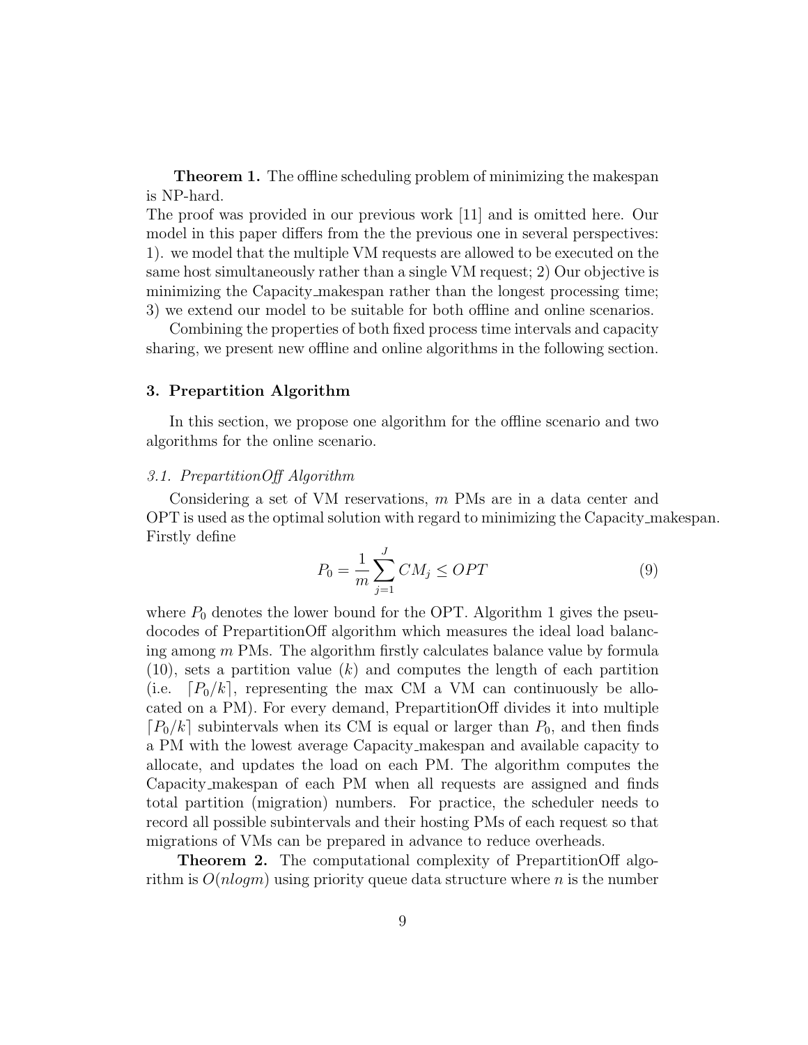**Theorem 1.** The offline scheduling problem of minimizing the makespan is NP-hard.

The proof was provided in our previous work [11] and is omitted here. Our model in this paper differs from the the previous one in several perspectives: 1). we model that the multiple VM requests are allowed to be executed on the same host simultaneously rather than a single VM request; 2) Our objective is minimizing the Capacity_makespan rather than the longest processing time; 3) we extend our model to be suitable for both offline and online scenarios.

Combining the properties of both fixed process time intervals and capacity sharing, we present new offline and online algorithms in the following section.

## 3. Prepartition Algorithm

In this section, we propose one algorithm for the offline scenario and two algorithms for the online scenario.

### 3.1. PrepartitionOff Algorithm

Considering a set of VM reservations, $m$ PMs are in a data center and OPT is used as the optimal solution with regard to minimizing the Capacity_makespan. Firstly define

$$P_0 = \frac{1}{m}\sum_{j=1}^{J} CM_j \leq OPT \tag{9}$$

where $P_0$ denotes the lower bound for the OPT. Algorithm 1 gives the pseudocodes of PrepartitionOff algorithm which measures the ideal load balancing among $m$ PMs. The algorithm firstly calculates balance value by formula (10), sets a partition value ($k$) and computes the length of each partition (i.e. $\lceil P_0/k \rceil$, representing the max CM a VM can continuously be allocated on a PM). For every demand, PrepartitionOff divides it into multiple $\lceil P_0/k \rceil$ subintervals when its CM is equal or larger than $P_0$, and then finds a PM with the lowest average Capacity_makespan and available capacity to allocate, and updates the load on each PM. The algorithm computes the Capacity_makespan of each PM when all requests are assigned and finds total partition (migration) numbers. For practice, the scheduler needs to record all possible subintervals and their hosting PMs of each request so that migrations of VMs can be prepared in advance to reduce overheads.

**Theorem 2.** The computational complexity of PrepartitionOff algorithm is $O(nlogm)$ using priority queue data structure where $n$ is the number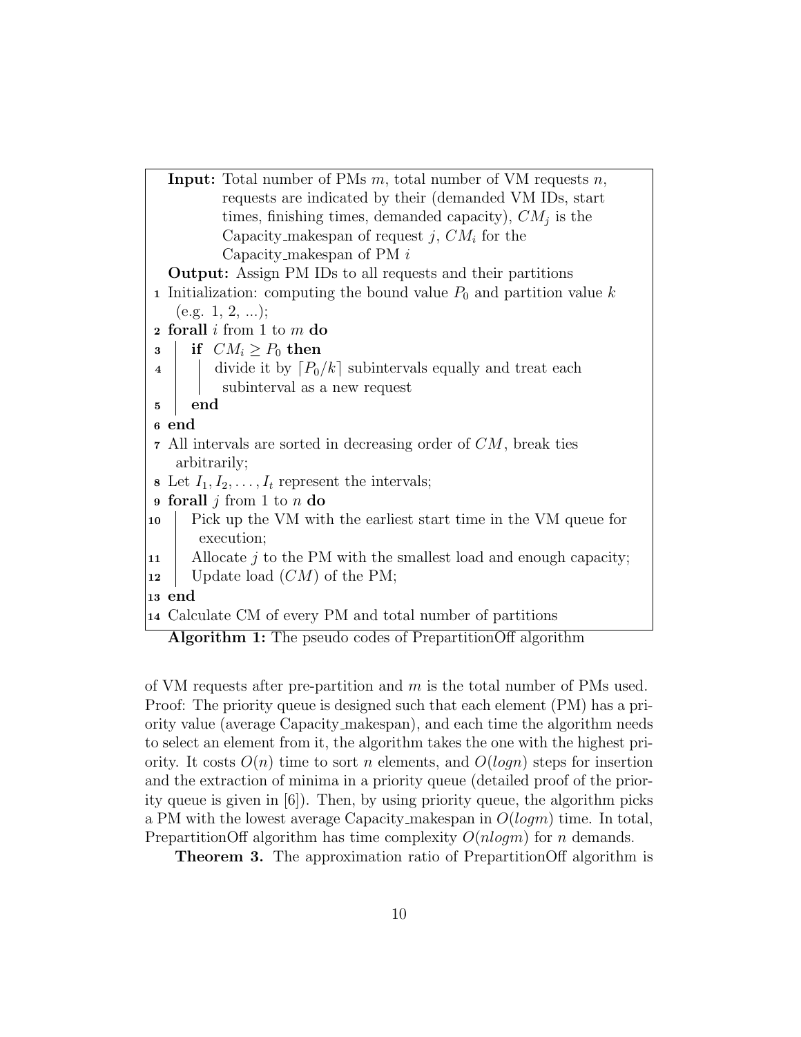```
Input: Total number of PMs m, total number of VM requests n,
       requests are indicated by their (demanded VM IDs, start
       times, finishing times, demanded capacity), CM_j is the
       Capacity_makespan of request j, CM_i for the
       Capacity_makespan of PM i
Output: Assign PM IDs to all requests and their partitions
1  Initialization: computing the bound value P_0 and partition value k
   (e.g. 1, 2, ...);
2  forall i from 1 to m do
3      if CM_i ≥ P_0 then
4          divide it by ⌈P_0/k⌉ subintervals equally and treat each
           subinterval as a new request
5      end
6  end
7  All intervals are sorted in decreasing order of CM, break ties
   arbitrarily;
8  Let I_1, I_2, ..., I_t represent the intervals;
9  forall j from 1 to n do
10     Pick up the VM with the earliest start time in the VM queue for
       execution;
11     Allocate j to the PM with the smallest load and enough capacity;
12     Update load (CM) of the PM;
13 end
14 Calculate CM of every PM and total number of partitions
```

**Algorithm 1:** The pseudo codes of PrepartitionOff algorithm

of VM requests after pre-partition and $m$ is the total number of PMs used. Proof: The priority queue is designed such that each element (PM) has a priority value (average Capacity_makespan), and each time the algorithm needs to select an element from it, the algorithm takes the one with the highest priority. It costs $O(n)$ time to sort $n$ elements, and $O(logn)$ steps for insertion and the extraction of minima in a priority queue (detailed proof of the priority queue is given in [6]). Then, by using priority queue, the algorithm picks a PM with the lowest average Capacity_makespan in $O(logm)$ time. In total, PrepartitionOff algorithm has time complexity $O(nlogm)$ for $n$ demands.

**Theorem 3.** The approximation ratio of PrepartitionOff algorithm is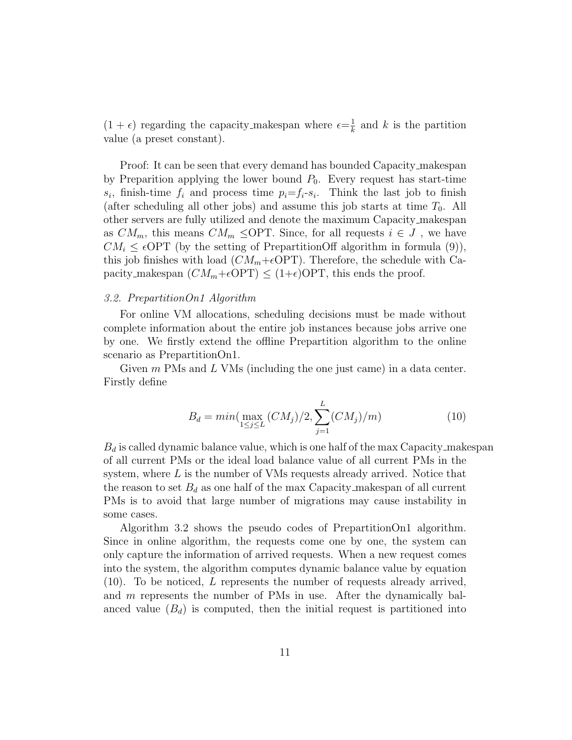$(1+\epsilon)$ regarding the capacity_makespan where $\epsilon=\frac{1}{k}$ and $k$ is the partition value (a preset constant).

Proof: It can be seen that every demand has bounded Capacity_makespan by Preparition applying the lower bound $P_0$. Every request has start-time $s_i$, finish-time $f_i$ and process time $p_i$=$f_i$-$s_i$. Think the last job to finish (after scheduling all other jobs) and assume this job starts at time $T_0$. All other servers are fully utilized and denote the maximum Capacity_makespan as $CM_m$, this means $CM_m \leq$OPT. Since, for all requests $i \in J$ , we have $CM_i \leq \epsilon$OPT (by the setting of PrepartitionOff algorithm in formula (9)), this job finishes with load ($CM_m$+$\epsilon$OPT). Therefore, the schedule with Capacity_makespan ($CM_m$+$\epsilon$OPT) $\leq$ (1+$\epsilon$)OPT, this ends the proof.

### *3.2. PrepartitionOn1 Algorithm*

For online VM allocations, scheduling decisions must be made without complete information about the entire job instances because jobs arrive one by one. We firstly extend the offline Prepartition algorithm to the online scenario as PrepartitionOn1.

Given $m$ PMs and $L$ VMs (including the one just came) in a data center. Firstly define

$$B_d = min(\max_{1\leq j\leq L}(CM_j)/2, \sum_{j=1}^{L}(CM_j)/m) \tag{10}$$

$B_d$ is called dynamic balance value, which is one half of the max Capacity_makespan of all current PMs or the ideal load balance value of all current PMs in the system, where $L$ is the number of VMs requests already arrived. Notice that the reason to set $B_d$ as one half of the max Capacity_makespan of all current PMs is to avoid that large number of migrations may cause instability in some cases.

Algorithm 3.2 shows the pseudo codes of PrepartitionOn1 algorithm. Since in online algorithm, the requests come one by one, the system can only capture the information of arrived requests. When a new request comes into the system, the algorithm computes dynamic balance value by equation (10). To be noticed, $L$ represents the number of requests already arrived, and $m$ represents the number of PMs in use. After the dynamically balanced value ($B_d$) is computed, then the initial request is partitioned into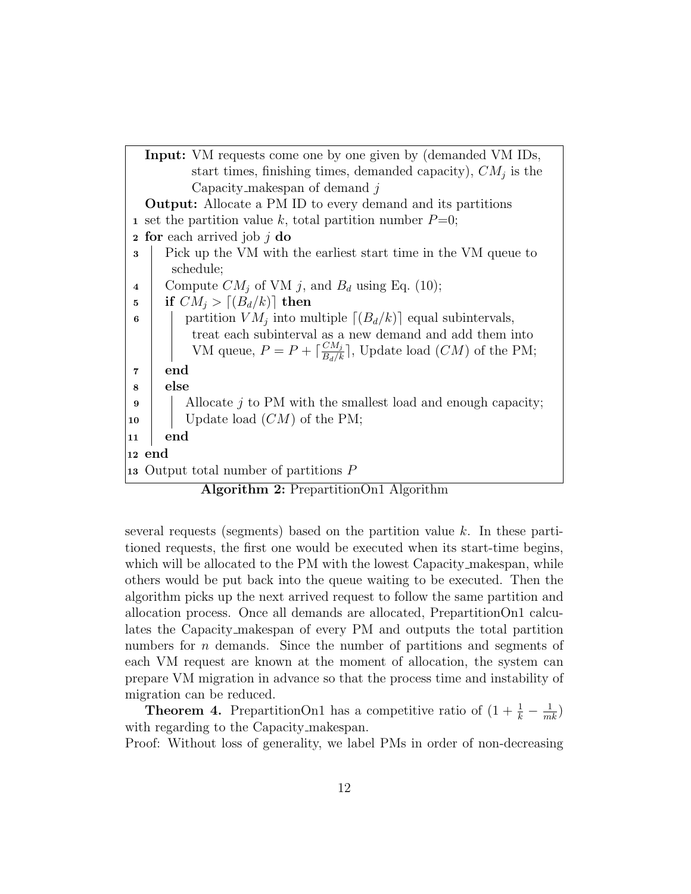**Input:** VM requests come one by one given by (demanded VM IDs, start times, finishing times, demanded capacity), $CM_j$ is the Capacity_makespan of demand $j$

**Output:** Allocate a PM ID to every demand and its partitions

```
1  set the partition value k, total partition number P=0;
2  for each arrived job j do
3      Pick up the VM with the earliest start time in the VM queue to
       schedule;
4      Compute CM_j of VM j, and B_d using Eq. (10);
5      if CM_j > ⌈(B_d/k)⌉ then
6          partition VM_j into multiple ⌈(B_d/k)⌉ equal subintervals,
           treat each subinterval as a new demand and add them into
           VM queue, P = P + ⌈CM_j/(B_d/k)⌉, Update load (CM) of the PM;
7      end
8      else
9          Allocate j to PM with the smallest load and enough capacity;
10         Update load (CM) of the PM;
11     end
12 end
13 Output total number of partitions P
```

**Algorithm 2:** PrepartitionOn1 Algorithm

several requests (segments) based on the partition value $k$. In these partitioned requests, the first one would be executed when its start-time begins, which will be allocated to the PM with the lowest Capacity_makespan, while others would be put back into the queue waiting to be executed. Then the algorithm picks up the next arrived request to follow the same partition and allocation process. Once all demands are allocated, PrepartitionOn1 calculates the Capacity_makespan of every PM and outputs the total partition numbers for $n$ demands. Since the number of partitions and segments of each VM request are known at the moment of allocation, the system can prepare VM migration in advance so that the process time and instability of migration can be reduced.

**Theorem 4.** PrepartitionOn1 has a competitive ratio of $(1 + \frac{1}{k} - \frac{1}{mk})$ with regarding to the Capacity_makespan.

Proof: Without loss of generality, we label PMs in order of non-decreasing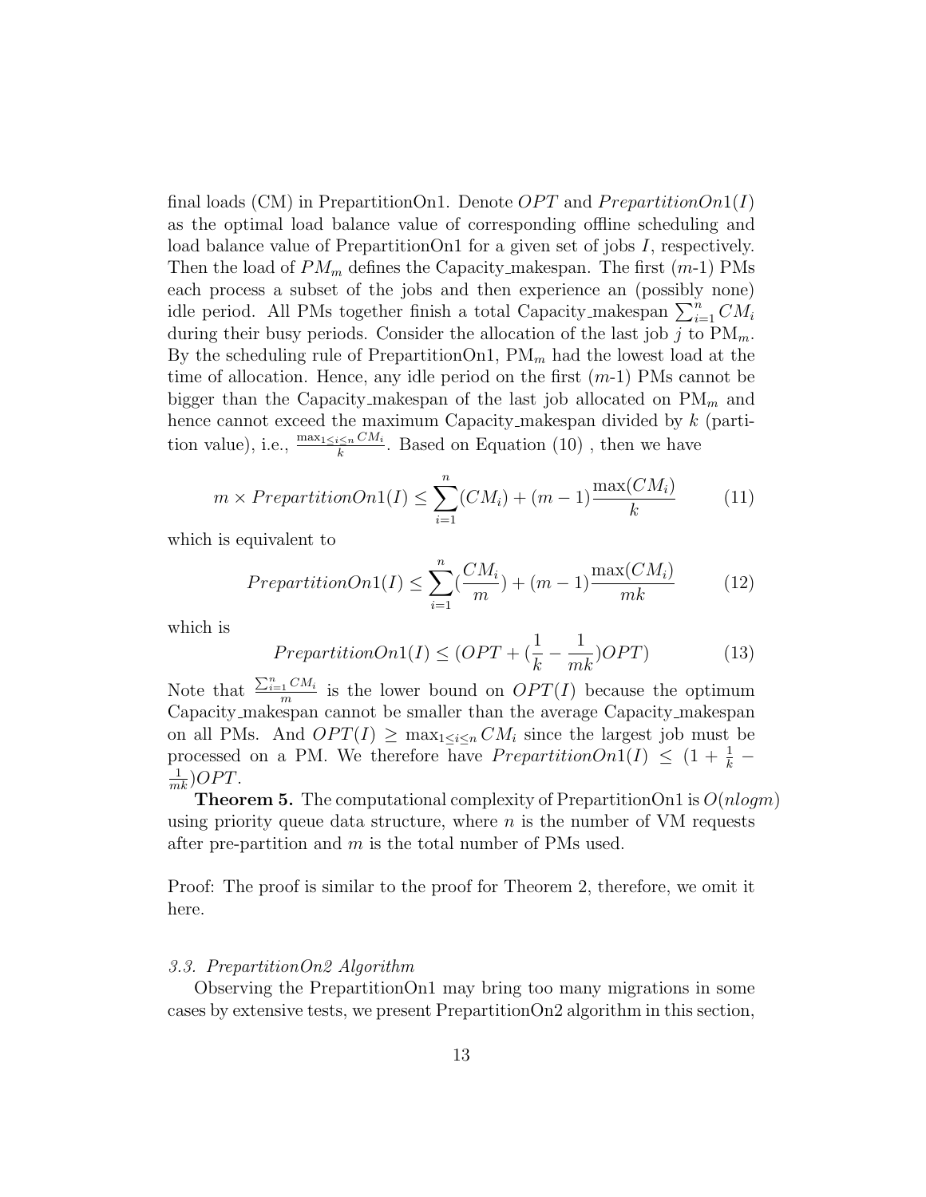final loads (CM) in PrepartitionOn1. Denote $OPT$ and $PrepartitionOn1(I)$ as the optimal load balance value of corresponding offline scheduling and load balance value of PrepartitionOn1 for a given set of jobs $I$, respectively. Then the load of $PM_m$ defines the Capacity_makespan. The first ($m$-1) PMs each process a subset of the jobs and then experience an (possibly none) idle period. All PMs together finish a total Capacity_makespan $\sum_{i=1}^{n} CM_i$ during their busy periods. Consider the allocation of the last job $j$ to $\text{PM}_m$. By the scheduling rule of PrepartitionOn1, $\text{PM}_m$ had the lowest load at the time of allocation. Hence, any idle period on the first ($m$-1) PMs cannot be bigger than the Capacity_makespan of the last job allocated on $\text{PM}_m$ and hence cannot exceed the maximum Capacity_makespan divided by $k$ (partition value), i.e., $\frac{\max_{1 \leq i \leq n} CM_i}{k}$. Based on Equation (10) , then we have

$$m \times PrepartitionOn1(I) \leq \sum_{i=1}^{n}(CM_i) + (m-1)\frac{\max(CM_i)}{k} \tag{11}$$

which is equivalent to

$$PrepartitionOn1(I) \leq \sum_{i=1}^{n}(\frac{CM_i}{m}) + (m-1)\frac{\max(CM_i)}{mk} \tag{12}$$

which is

$$PrepartitionOn1(I) \leq (OPT + (\frac{1}{k} - \frac{1}{mk})OPT) \tag{13}$$

Note that $\frac{\sum_{i=1}^{n} CM_i}{m}$ is the lower bound on $OPT(I)$ because the optimum Capacity_makespan cannot be smaller than the average Capacity_makespan on all PMs. And $OPT(I) \geq \max_{1 \leq i \leq n} CM_i$ since the largest job must be processed on a PM. We therefore have $PrepartitionOn1(I) \leq (1 + \frac{1}{k} - \frac{1}{mk})OPT$.

**Theorem 5.** The computational complexity of PrepartitionOn1 is $O(nlogm)$ using priority queue data structure, where $n$ is the number of VM requests after pre-partition and $m$ is the total number of PMs used.

Proof: The proof is similar to the proof for Theorem 2, therefore, we omit it here.

### *3.3. PrepartitionOn2 Algorithm*

Observing the PrepartitionOn1 may bring too many migrations in some cases by extensive tests, we present PrepartitionOn2 algorithm in this section,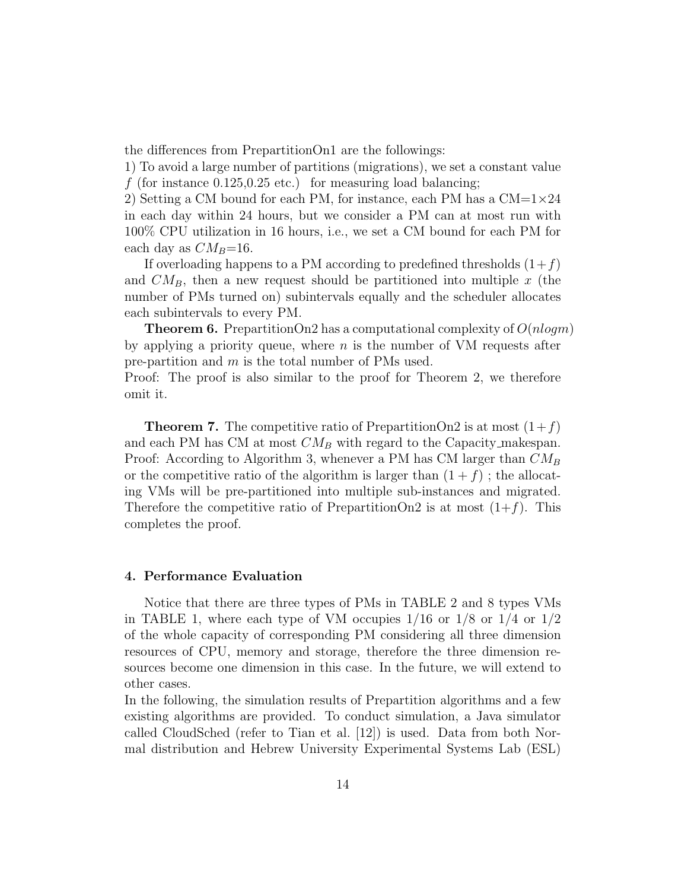the differences from PrepartitionOn1 are the followings:
1) To avoid a large number of partitions (migrations), we set a constant value $f$ (for instance 0.125,0.25 etc.) for measuring load balancing;
2) Setting a CM bound for each PM, for instance, each PM has a CM=$1\times24$ in each day within 24 hours, but we consider a PM can at most run with 100% CPU utilization in 16 hours, i.e., we set a CM bound for each PM for each day as $CM_B$=16.

If overloading happens to a PM according to predefined thresholds $(1+f)$ and $CM_B$, then a new request should be partitioned into multiple $x$ (the number of PMs turned on) subintervals equally and the scheduler allocates each subintervals to every PM.

**Theorem 6.** PrepartitionOn2 has a computational complexity of $O(nlogm)$ by applying a priority queue, where $n$ is the number of VM requests after pre-partition and $m$ is the total number of PMs used.
Proof: The proof is also similar to the proof for Theorem 2, we therefore omit it.

**Theorem 7.** The competitive ratio of PrepartitionOn2 is at most $(1+f)$ and each PM has CM at most $CM_B$ with regard to the Capacity_makespan.
Proof: According to Algorithm 3, whenever a PM has CM larger than $CM_B$ or the competitive ratio of the algorithm is larger than $(1+f)$ ; the allocating VMs will be pre-partitioned into multiple sub-instances and migrated. Therefore the competitive ratio of PrepartitionOn2 is at most $(1+f)$. This completes the proof.

## 4. Performance Evaluation

Notice that there are three types of PMs in TABLE 2 and 8 types VMs in TABLE 1, where each type of VM occupies 1/16 or 1/8 or 1/4 or 1/2 of the whole capacity of corresponding PM considering all three dimension resources of CPU, memory and storage, therefore the three dimension resources become one dimension in this case. In the future, we will extend to other cases.
In the following, the simulation results of Prepartition algorithms and a few existing algorithms are provided. To conduct simulation, a Java simulator called CloudSched (refer to Tian et al. [12]) is used. Data from both Normal distribution and Hebrew University Experimental Systems Lab (ESL)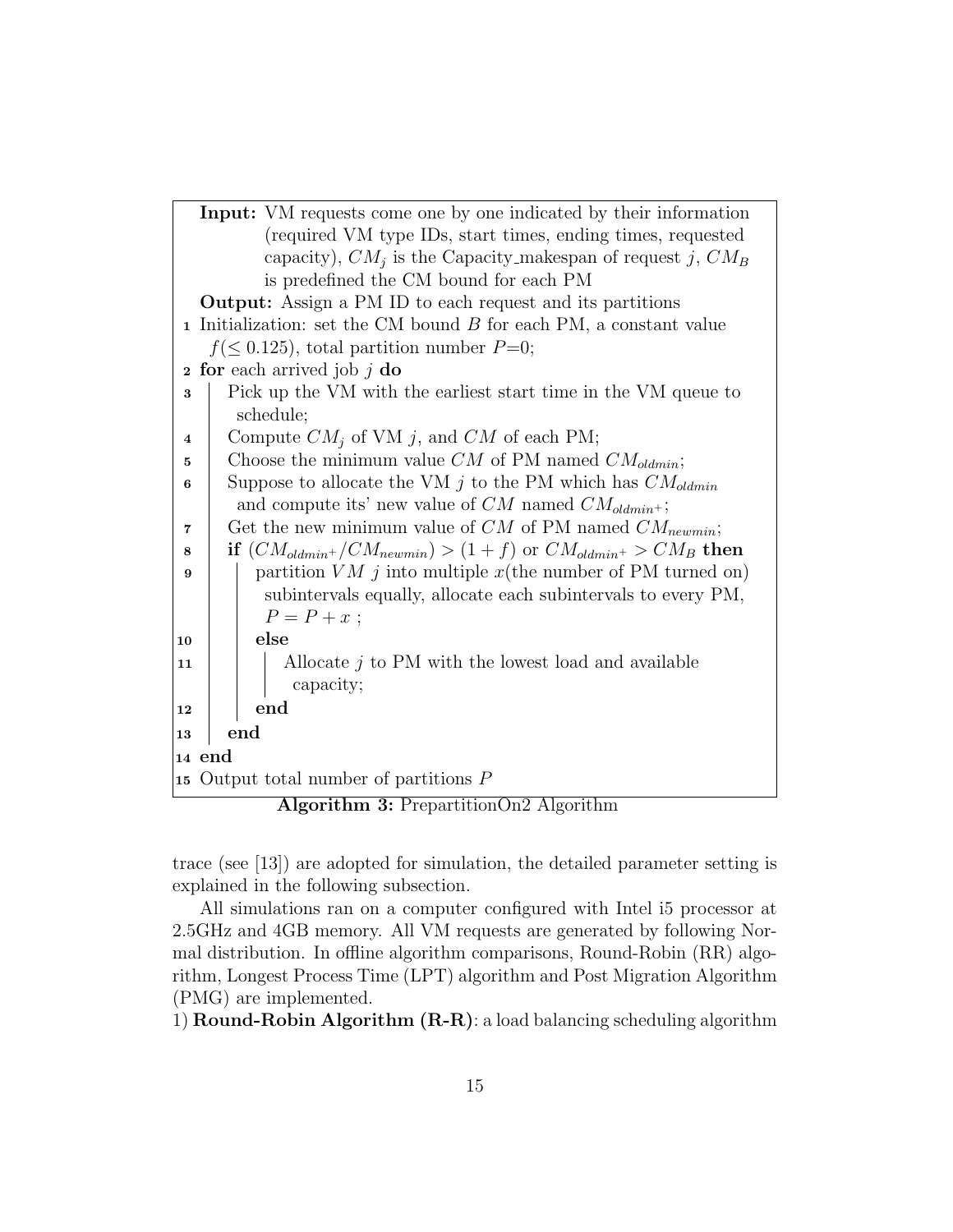**Input:** VM requests come one by one indicated by their information (required VM type IDs, start times, ending times, requested capacity), $CM_j$ is the Capacity_makespan of request $j$, $CM_B$ is predefined the CM bound for each PM

**Output:** Assign a PM ID to each request and its partitions

```
1  Initialization: set the CM bound B for each PM, a constant value
   f(≤ 0.125), total partition number P=0;
2  for each arrived job j do
3      Pick up the VM with the earliest start time in the VM queue to
       schedule;
4      Compute CM_j of VM j, and CM of each PM;
5      Choose the minimum value CM of PM named CM_oldmin;
6      Suppose to allocate the VM j to the PM which has CM_oldmin
       and compute its' new value of CM named CM_oldmin+;
7      Get the new minimum value of CM of PM named CM_newmin;
8      if (CM_oldmin+ / CM_newmin) > (1 + f) or CM_oldmin+ > CM_B then
9          partition VM j into multiple x(the number of PM turned on)
           subintervals equally, allocate each subintervals to every PM,
           P = P + x ;
10         else
11             Allocate j to PM with the lowest load and available
               capacity;
12         end
13     end
14 end
15 Output total number of partitions P
```

**Algorithm 3:** PrepartitionOn2 Algorithm

trace (see [13]) are adopted for simulation, the detailed parameter setting is explained in the following subsection.

All simulations ran on a computer configured with Intel i5 processor at 2.5GHz and 4GB memory. All VM requests are generated by following Normal distribution. In offline algorithm comparisons, Round-Robin (RR) algorithm, Longest Process Time (LPT) algorithm and Post Migration Algorithm (PMG) are implemented.

1) **Round-Robin Algorithm (R-R)**: a load balancing scheduling algorithm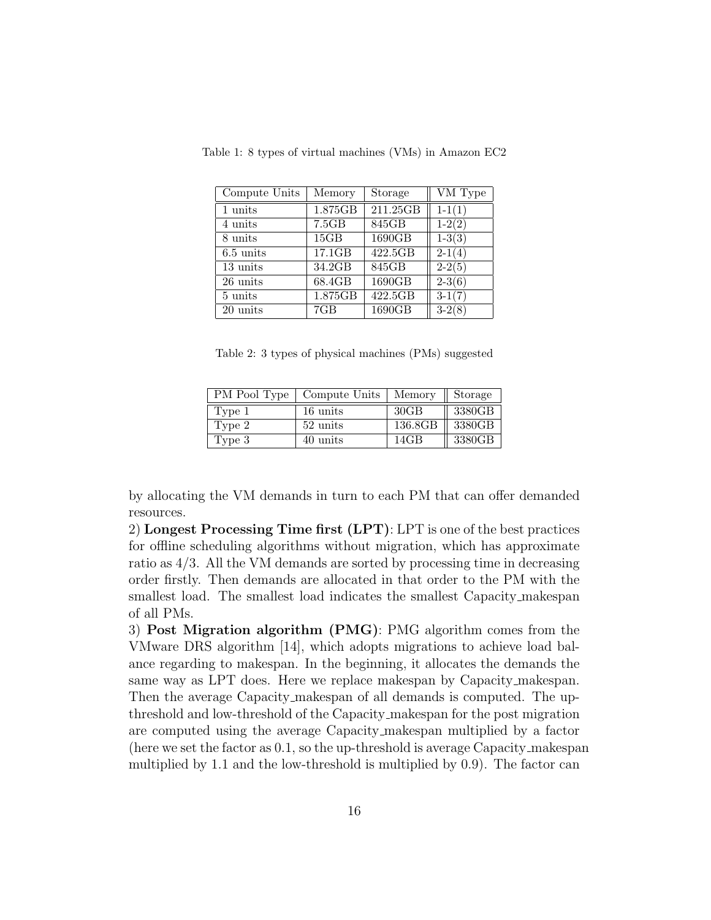Table 1: 8 types of virtual machines (VMs) in Amazon EC2

| Compute Units | Memory | Storage | VM Type |
|---|---|---|---|
| 1 units | 1.875GB | 211.25GB | 1-1(1) |
| 4 units | 7.5GB | 845GB | 1-2(2) |
| 8 units | 15GB | 1690GB | 1-3(3) |
| 6.5 units | 17.1GB | 422.5GB | 2-1(4) |
| 13 units | 34.2GB | 845GB | 2-2(5) |
| 26 units | 68.4GB | 1690GB | 2-3(6) |
| 5 units | 1.875GB | 422.5GB | 3-1(7) |
| 20 units | 7GB | 1690GB | 3-2(8) |

Table 2: 3 types of physical machines (PMs) suggested

| PM Pool Type | Compute Units | Memory | Storage |
|---|---|---|---|
| Type 1 | 16 units | 30GB | 3380GB |
| Type 2 | 52 units | 136.8GB | 3380GB |
| Type 3 | 40 units | 14GB | 3380GB |

by allocating the VM demands in turn to each PM that can offer demanded resources.

2) **Longest Processing Time first (LPT)**: LPT is one of the best practices for offline scheduling algorithms without migration, which has approximate ratio as 4/3. All the VM demands are sorted by processing time in decreasing order firstly. Then demands are allocated in that order to the PM with the smallest load. The smallest load indicates the smallest Capacity_makespan of all PMs.

3) **Post Migration algorithm (PMG)**: PMG algorithm comes from the VMware DRS algorithm [14], which adopts migrations to achieve load balance regarding to makespan. In the beginning, it allocates the demands the same way as LPT does. Here we replace makespan by Capacity_makespan. Then the average Capacity_makespan of all demands is computed. The up-threshold and low-threshold of the Capacity_makespan for the post migration are computed using the average Capacity_makespan multiplied by a factor (here we set the factor as 0.1, so the up-threshold is average Capacity_makespan multiplied by 1.1 and the low-threshold is multiplied by 0.9). The factor can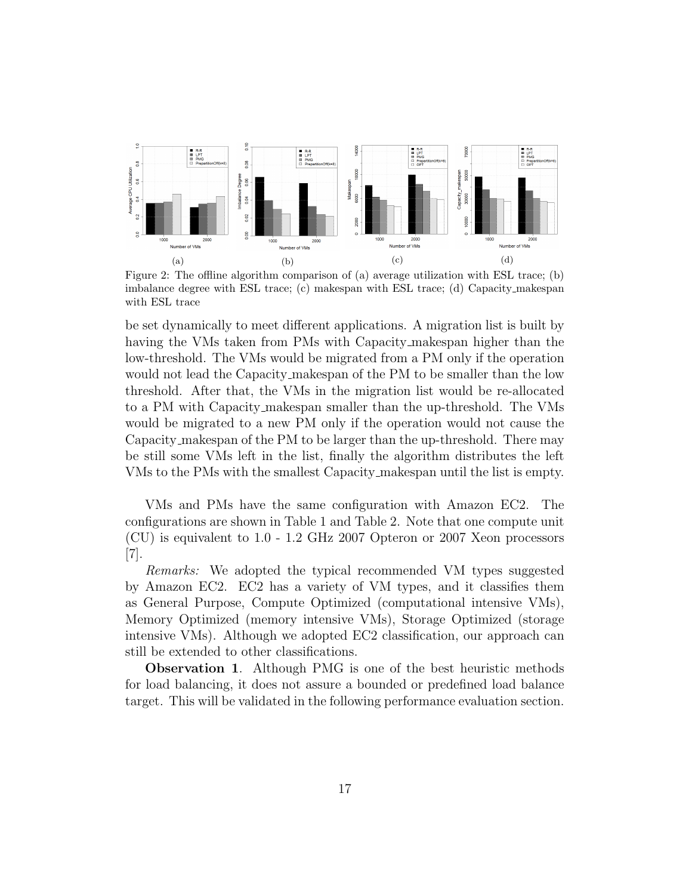(a) (b) (c) (d)

Figure 2: The offline algorithm comparison of (a) average utilization with ESL trace; (b) imbalance degree with ESL trace; (c) makespan with ESL trace; (d) Capacity_makespan with ESL trace

be set dynamically to meet different applications. A migration list is built by having the VMs taken from PMs with Capacity_makespan higher than the low-threshold. The VMs would be migrated from a PM only if the operation would not lead the Capacity_makespan of the PM to be smaller than the low threshold. After that, the VMs in the migration list would be re-allocated to a PM with Capacity_makespan smaller than the up-threshold. The VMs would be migrated to a new PM only if the operation would not cause the Capacity_makespan of the PM to be larger than the up-threshold. There may be still some VMs left in the list, finally the algorithm distributes the left VMs to the PMs with the smallest Capacity_makespan until the list is empty.

VMs and PMs have the same configuration with Amazon EC2. The configurations are shown in Table 1 and Table 2. Note that one compute unit (CU) is equivalent to 1.0 - 1.2 GHz 2007 Opteron or 2007 Xeon processors [7].

*Remarks:* We adopted the typical recommended VM types suggested by Amazon EC2. EC2 has a variety of VM types, and it classifies them as General Purpose, Compute Optimized (computational intensive VMs), Memory Optimized (memory intensive VMs), Storage Optimized (storage intensive VMs). Although we adopted EC2 classification, our approach can still be extended to other classifications.

**Observation 1**. Although PMG is one of the best heuristic methods for load balancing, it does not assure a bounded or predefined load balance target. This will be validated in the following performance evaluation section.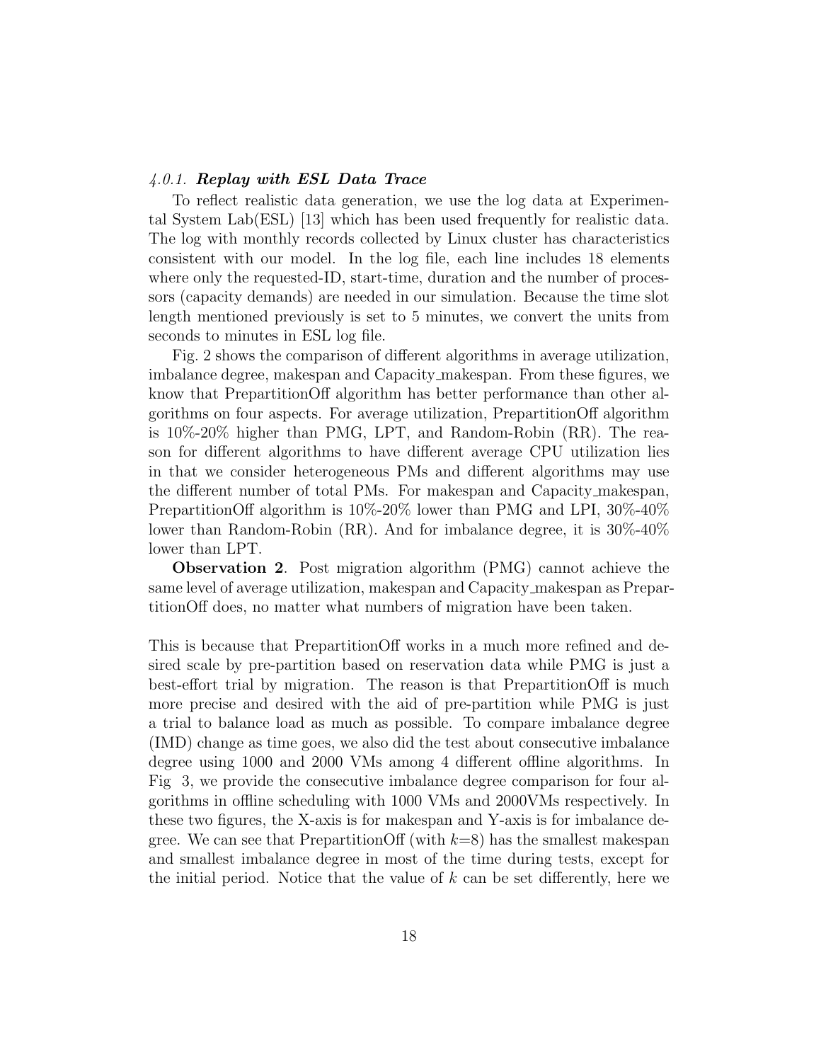#### 4.0.1. ***Replay with ESL Data Trace***

To reflect realistic data generation, we use the log data at Experimental System Lab(ESL) [13] which has been used frequently for realistic data. The log with monthly records collected by Linux cluster has characteristics consistent with our model. In the log file, each line includes 18 elements where only the requested-ID, start-time, duration and the number of processors (capacity demands) are needed in our simulation. Because the time slot length mentioned previously is set to 5 minutes, we convert the units from seconds to minutes in ESL log file.

Fig. 2 shows the comparison of different algorithms in average utilization, imbalance degree, makespan and Capacity_makespan. From these figures, we know that PrepartitionOff algorithm has better performance than other algorithms on four aspects. For average utilization, PrepartitionOff algorithm is 10%-20% higher than PMG, LPT, and Random-Robin (RR). The reason for different algorithms to have different average CPU utilization lies in that we consider heterogeneous PMs and different algorithms may use the different number of total PMs. For makespan and Capacity_makespan, PrepartitionOff algorithm is 10%-20% lower than PMG and LPI, 30%-40% lower than Random-Robin (RR). And for imbalance degree, it is 30%-40% lower than LPT.

**Observation 2**. Post migration algorithm (PMG) cannot achieve the same level of average utilization, makespan and Capacity_makespan as PrepartitionOff does, no matter what numbers of migration have been taken.

This is because that PrepartitionOff works in a much more refined and desired scale by pre-partition based on reservation data while PMG is just a best-effort trial by migration. The reason is that PrepartitionOff is much more precise and desired with the aid of pre-partition while PMG is just a trial to balance load as much as possible. To compare imbalance degree (IMD) change as time goes, we also did the test about consecutive imbalance degree using 1000 and 2000 VMs among 4 different offline algorithms. In Fig 3, we provide the consecutive imbalance degree comparison for four algorithms in offline scheduling with 1000 VMs and 2000VMs respectively. In these two figures, the X-axis is for makespan and Y-axis is for imbalance degree. We can see that PrepartitionOff (with $k$=8) has the smallest makespan and smallest imbalance degree in most of the time during tests, except for the initial period. Notice that the value of $k$ can be set differently, here we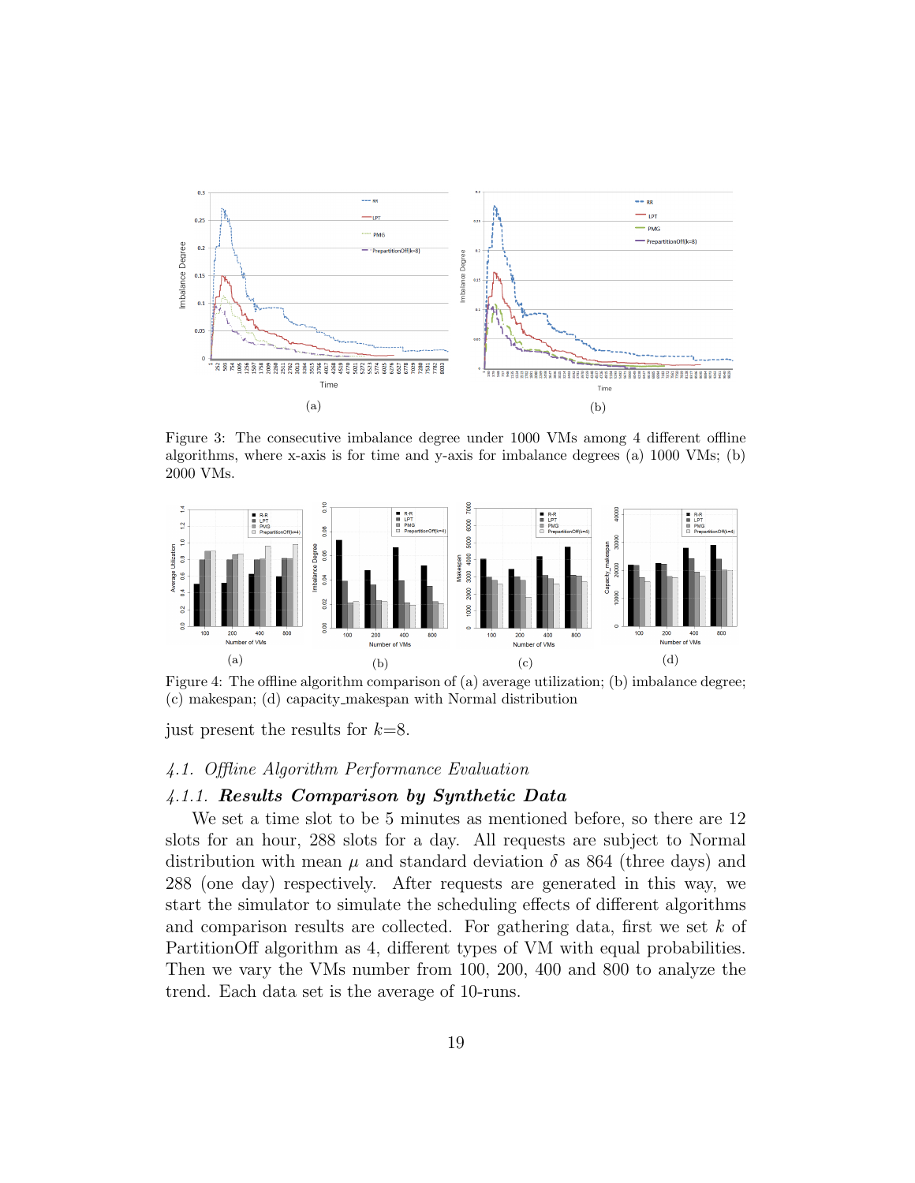(a)

(b)

Figure 3: The consecutive imbalance degree under 1000 VMs among 4 different offline algorithms, where x-axis is for time and y-axis for imbalance degrees (a) 1000 VMs; (b) 2000 VMs.

(a)

(b)

(c)

(d)

Figure 4: The offline algorithm comparison of (a) average utilization; (b) imbalance degree; (c) makespan; (d) capacity_makespan with Normal distribution

just present the results for $k$=8.

### 4.1. Offline Algorithm Performance Evaluation

#### 4.1.1. **Results Comparison by Synthetic Data**

We set a time slot to be 5 minutes as mentioned before, so there are 12 slots for an hour, 288 slots for a day. All requests are subject to Normal distribution with mean $\mu$ and standard deviation $\delta$ as 864 (three days) and 288 (one day) respectively. After requests are generated in this way, we start the simulator to simulate the scheduling effects of different algorithms and comparison results are collected. For gathering data, first we set $k$ of PartitionOff algorithm as 4, different types of VM with equal probabilities. Then we vary the VMs number from 100, 200, 400 and 800 to analyze the trend. Each data set is the average of 10-runs.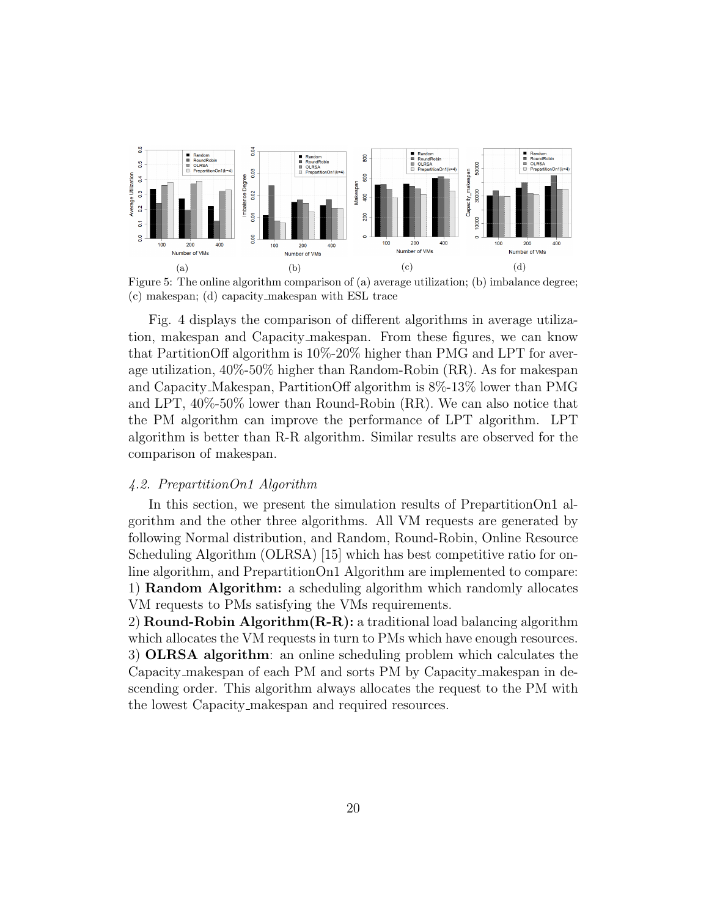Figure 5: The online algorithm comparison of (a) average utilization; (b) imbalance degree; (c) makespan; (d) capacity_makespan with ESL trace

Fig. 4 displays the comparison of different algorithms in average utilization, makespan and Capacity_makespan. From these figures, we can know that PartitionOff algorithm is 10%-20% higher than PMG and LPT for average utilization, 40%-50% higher than Random-Robin (RR). As for makespan and Capacity_Makespan, PartitionOff algorithm is 8%-13% lower than PMG and LPT, 40%-50% lower than Round-Robin (RR). We can also notice that the PM algorithm can improve the performance of LPT algorithm. LPT algorithm is better than R-R algorithm. Similar results are observed for the comparison of makespan.

### *4.2. PrepartitionOn1 Algorithm*

In this section, we present the simulation results of PrepartitionOn1 algorithm and the other three algorithms. All VM requests are generated by following Normal distribution, and Random, Round-Robin, Online Resource Scheduling Algorithm (OLRSA) [15] which has best competitive ratio for online algorithm, and PrepartitionOn1 Algorithm are implemented to compare:
1) **Random Algorithm:** a scheduling algorithm which randomly allocates VM requests to PMs satisfying the VMs requirements.
2) **Round-Robin Algorithm(R-R):** a traditional load balancing algorithm which allocates the VM requests in turn to PMs which have enough resources.
3) **OLRSA algorithm**: an online scheduling problem which calculates the Capacity_makespan of each PM and sorts PM by Capacity_makespan in descending order. This algorithm always allocates the request to the PM with the lowest Capacity_makespan and required resources.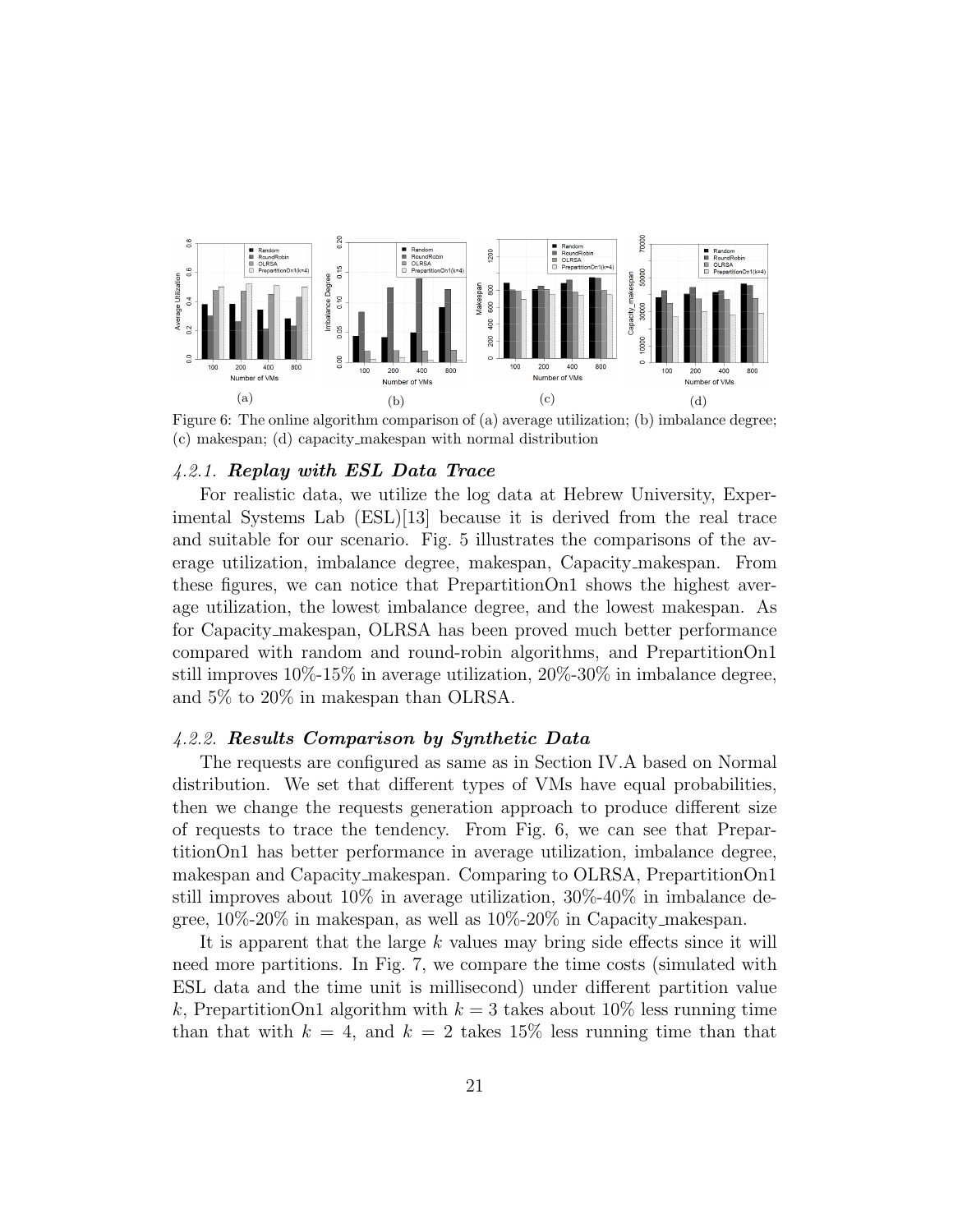Figure 6: The online algorithm comparison of (a) average utilization; (b) imbalance degree; (c) makespan; (d) capacity_makespan with normal distribution

#### 4.2.1. ***Replay with ESL Data Trace***

For realistic data, we utilize the log data at Hebrew University, Experimental Systems Lab (ESL)[13] because it is derived from the real trace and suitable for our scenario. Fig. 5 illustrates the comparisons of the average utilization, imbalance degree, makespan, Capacity_makespan. From these figures, we can notice that PrepartitionOn1 shows the highest average utilization, the lowest imbalance degree, and the lowest makespan. As for Capacity_makespan, OLRSA has been proved much better performance compared with random and round-robin algorithms, and PrepartitionOn1 still improves 10%-15% in average utilization, 20%-30% in imbalance degree, and 5% to 20% in makespan than OLRSA.

#### 4.2.2. ***Results Comparison by Synthetic Data***

The requests are configured as same as in Section IV.A based on Normal distribution. We set that different types of VMs have equal probabilities, then we change the requests generation approach to produce different size of requests to trace the tendency. From Fig. 6, we can see that PrepartitionOn1 has better performance in average utilization, imbalance degree, makespan and Capacity_makespan. Comparing to OLRSA, PrepartitionOn1 still improves about 10% in average utilization, 30%-40% in imbalance degree, 10%-20% in makespan, as well as 10%-20% in Capacity_makespan.

It is apparent that the large $k$ values may bring side effects since it will need more partitions. In Fig. 7, we compare the time costs (simulated with ESL data and the time unit is millisecond) under different partition value $k$, PrepartitionOn1 algorithm with $k = 3$ takes about 10% less running time than that with $k = 4$, and $k = 2$ takes 15% less running time than that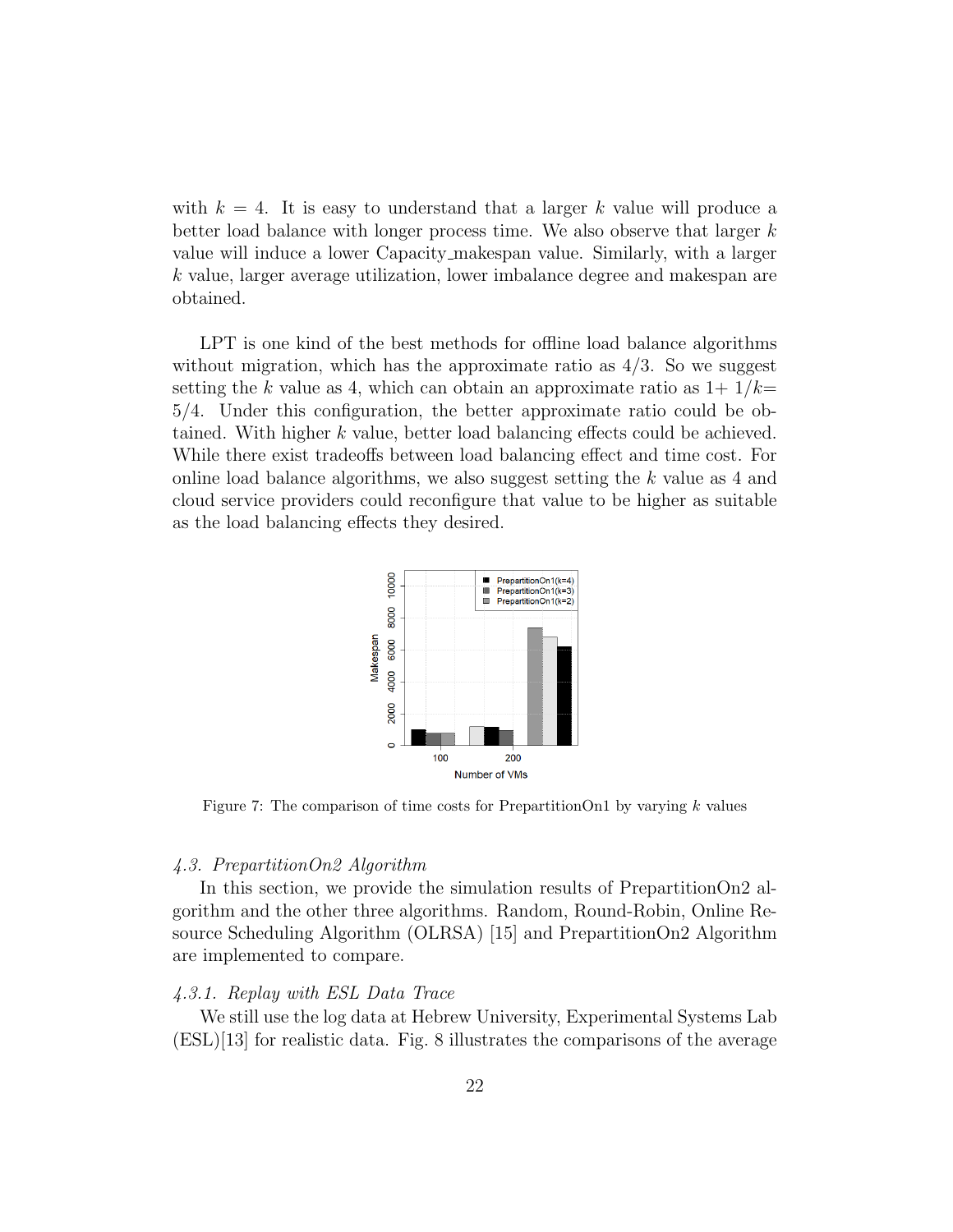with $k = 4$. It is easy to understand that a larger $k$ value will produce a better load balance with longer process time. We also observe that larger $k$ value will induce a lower Capacity_makespan value. Similarly, with a larger $k$ value, larger average utilization, lower imbalance degree and makespan are obtained.

LPT is one kind of the best methods for offline load balance algorithms without migration, which has the approximate ratio as 4/3. So we suggest setting the $k$ value as 4, which can obtain an approximate ratio as $1 + 1/k = 5/4$. Under this configuration, the better approximate ratio could be obtained. With higher $k$ value, better load balancing effects could be achieved. While there exist tradeoffs between load balancing effect and time cost. For online load balance algorithms, we also suggest setting the $k$ value as 4 and cloud service providers could reconfigure that value to be higher as suitable as the load balancing effects they desired.

Figure 7: The comparison of time costs for PrepartitionOn1 by varying $k$ values

### 4.3. PrepartitionOn2 Algorithm

In this section, we provide the simulation results of PrepartitionOn2 algorithm and the other three algorithms. Random, Round-Robin, Online Resource Scheduling Algorithm (OLRSA) [15] and PrepartitionOn2 Algorithm are implemented to compare.

#### 4.3.1. Replay with ESL Data Trace

We still use the log data at Hebrew University, Experimental Systems Lab (ESL)[13] for realistic data. Fig. 8 illustrates the comparisons of the average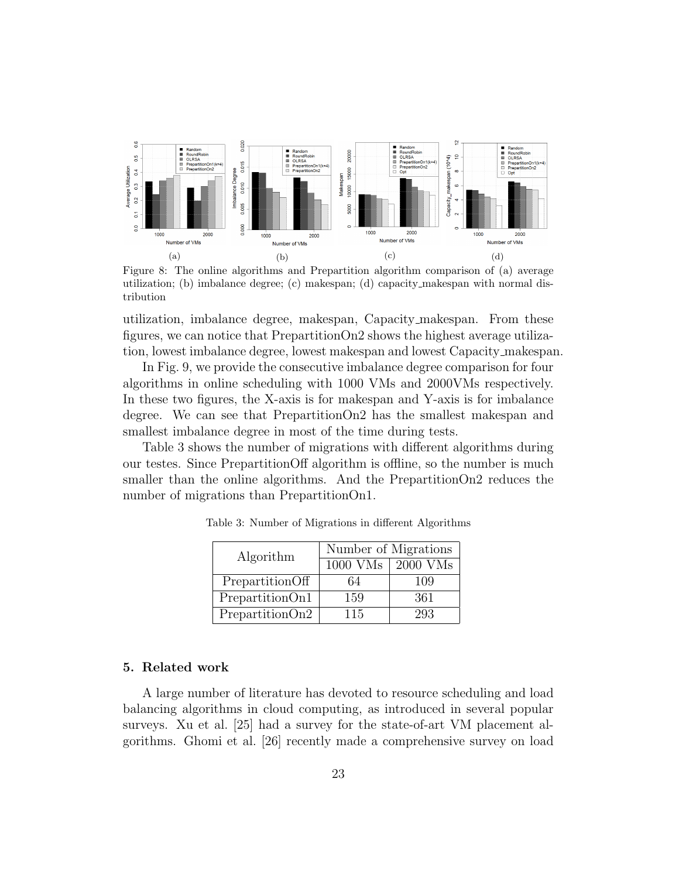(a) (b) (c) (d)

Figure 8: The online algorithms and Prepartition algorithm comparison of (a) average utilization; (b) imbalance degree; (c) makespan; (d) capacity_makespan with normal distribution

utilization, imbalance degree, makespan, Capacity_makespan. From these figures, we can notice that PrepartitionOn2 shows the highest average utilization, lowest imbalance degree, lowest makespan and lowest Capacity_makespan.

In Fig. 9, we provide the consecutive imbalance degree comparison for four algorithms in online scheduling with 1000 VMs and 2000VMs respectively. In these two figures, the X-axis is for makespan and Y-axis is for imbalance degree. We can see that PrepartitionOn2 has the smallest makespan and smallest imbalance degree in most of the time during tests.

Table 3 shows the number of migrations with different algorithms during our testes. Since PrepartitionOff algorithm is offline, so the number is much smaller than the online algorithms. And the PrepartitionOn2 reduces the number of migrations than PrepartitionOn1.

Table 3: Number of Migrations in different Algorithms

| Algorithm | Number of Migrations | |
|---|---|---|
| | 1000 VMs | 2000 VMs |
| PrepartitionOff | 64 | 109 |
| PrepartitionOn1 | 159 | 361 |
| PrepartitionOn2 | 115 | 293 |

## 5. Related work

A large number of literature has devoted to resource scheduling and load balancing algorithms in cloud computing, as introduced in several popular surveys. Xu et al. [25] had a survey for the state-of-art VM placement algorithms. Ghomi et al. [26] recently made a comprehensive survey on load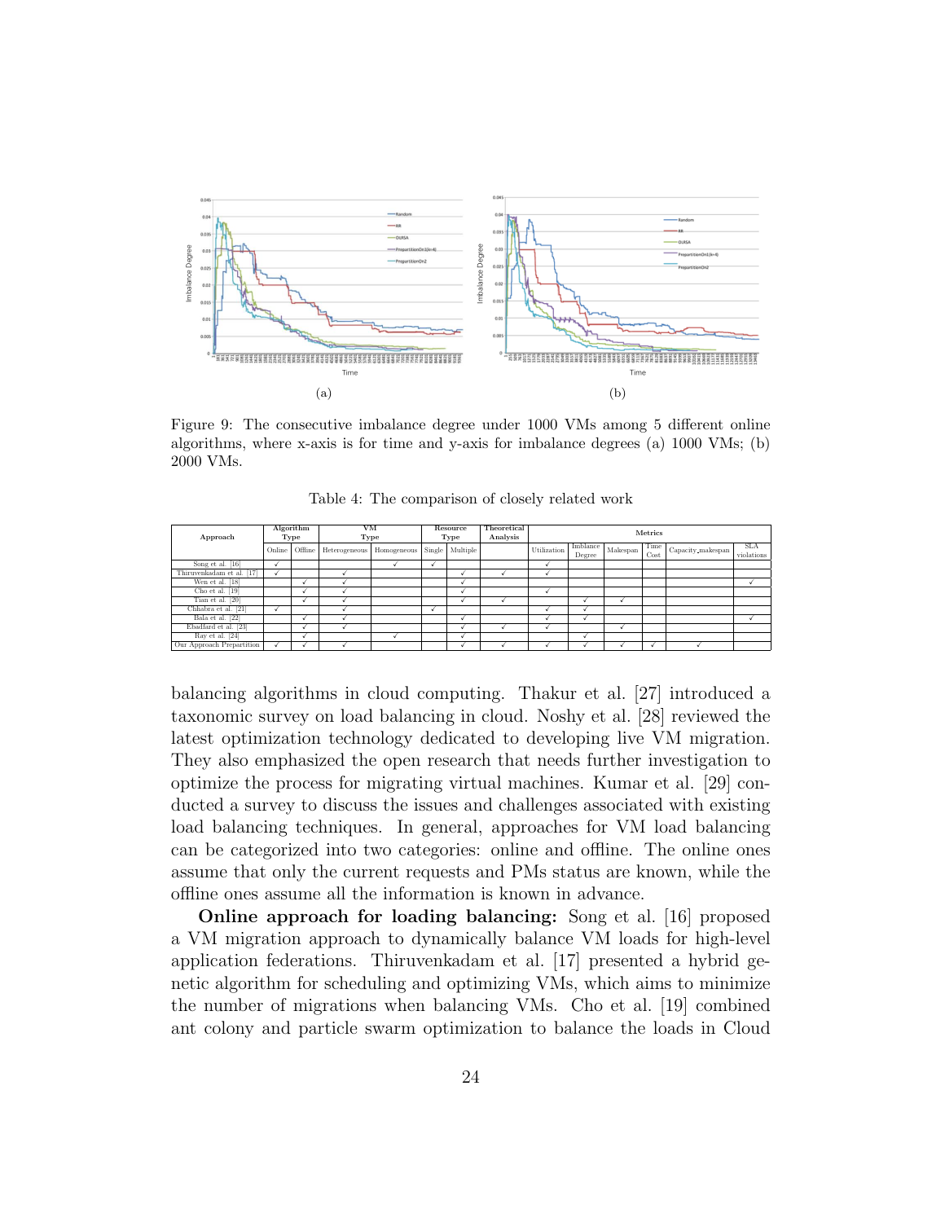Figure 9: The consecutive imbalance degree under 1000 VMs among 5 different online algorithms, where x-axis is for time and y-axis for imbalance degrees (a) 1000 VMs; (b) 2000 VMs.

Table 4: The comparison of closely related work

| Approach | Algorithm Type | | VM Type | | Resource Type | | Theoretical Analysis | Metrics | | | | | |
|---|---|---|---|---|---|---|---|---|---|---|---|---|---|
| | Online | Offline | Heterogeneous | Homogeneous | Single | Multiple | | Utilization | Imblance Degree | Makespan | Time Cost | Capacity_makespan | SLA violations |
| Song et al. [16] | ✓ | | | ✓ | ✓ | | | ✓ | | | | | |
| Thiruvenkadam et al. [17] | ✓ | | ✓ | | | ✓ | ✓ | ✓ | | | | | |
| Wen et al. [18] | | ✓ | ✓ | | | ✓ | | | | | | | ✓ |
| Cho et al. [19] | | ✓ | ✓ | | | ✓ | | ✓ | | | | | |
| Tian et al. [20] | | ✓ | ✓ | | | ✓ | ✓ | | ✓ | ✓ | | | |
| Chhabra et al. [21] | ✓ | | ✓ | | ✓ | | | ✓ | ✓ | | | | |
| Bala et al. [22] | | ✓ | ✓ | | | ✓ | | ✓ | ✓ | | | | ✓ |
| Ebadfard et al. [23] | | ✓ | ✓ | | | ✓ | ✓ | ✓ | | ✓ | | | |
| Ray et al. [24] | | ✓ | | ✓ | | ✓ | | | ✓ | | | | |
| Our Approach Prepartition | ✓ | ✓ | ✓ | | | ✓ | ✓ | ✓ | ✓ | ✓ | ✓ | ✓ | |

balancing algorithms in cloud computing. Thakur et al. [27] introduced a taxonomic survey on load balancing in cloud. Noshy et al. [28] reviewed the latest optimization technology dedicated to developing live VM migration. They also emphasized the open research that needs further investigation to optimize the process for migrating virtual machines. Kumar et al. [29] conducted a survey to discuss the issues and challenges associated with existing load balancing techniques. In general, approaches for VM load balancing can be categorized into two categories: online and offline. The online ones assume that only the current requests and PMs status are known, while the offline ones assume all the information is known in advance.

**Online approach for loading balancing:** Song et al. [16] proposed a VM migration approach to dynamically balance VM loads for high-level application federations. Thiruvenkadam et al. [17] presented a hybrid genetic algorithm for scheduling and optimizing VMs, which aims to minimize the number of migrations when balancing VMs. Cho et al. [19] combined ant colony and particle swarm optimization to balance the loads in Cloud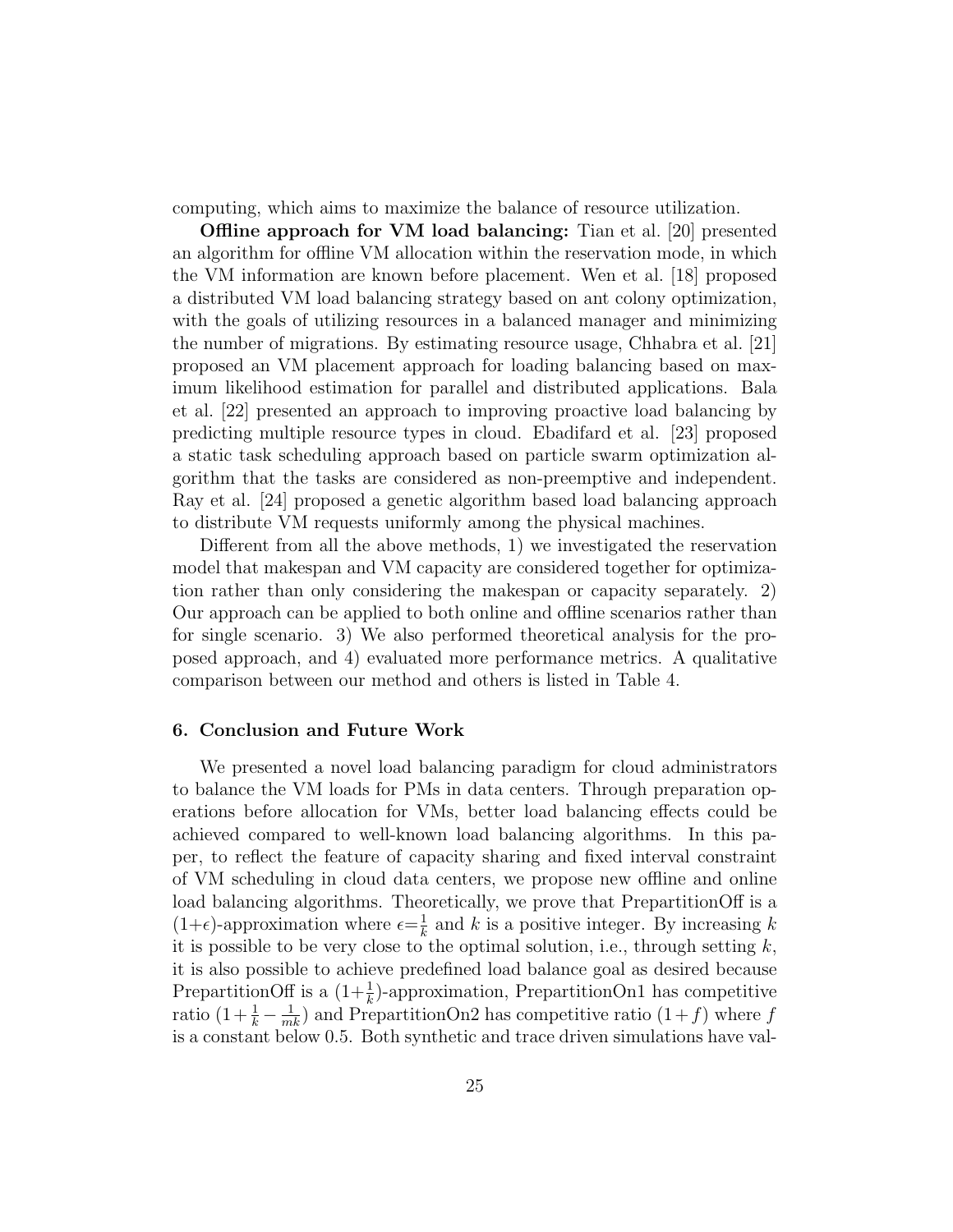computing, which aims to maximize the balance of resource utilization.

**Offline approach for VM load balancing:** Tian et al. [20] presented an algorithm for offline VM allocation within the reservation mode, in which the VM information are known before placement. Wen et al. [18] proposed a distributed VM load balancing strategy based on ant colony optimization, with the goals of utilizing resources in a balanced manager and minimizing the number of migrations. By estimating resource usage, Chhabra et al. [21] proposed an VM placement approach for loading balancing based on maximum likelihood estimation for parallel and distributed applications. Bala et al. [22] presented an approach to improving proactive load balancing by predicting multiple resource types in cloud. Ebadifard et al. [23] proposed a static task scheduling approach based on particle swarm optimization algorithm that the tasks are considered as non-preemptive and independent. Ray et al. [24] proposed a genetic algorithm based load balancing approach to distribute VM requests uniformly among the physical machines.

Different from all the above methods, 1) we investigated the reservation model that makespan and VM capacity are considered together for optimization rather than only considering the makespan or capacity separately. 2) Our approach can be applied to both online and offline scenarios rather than for single scenario. 3) We also performed theoretical analysis for the proposed approach, and 4) evaluated more performance metrics. A qualitative comparison between our method and others is listed in Table 4.

## 6. Conclusion and Future Work

We presented a novel load balancing paradigm for cloud administrators to balance the VM loads for PMs in data centers. Through preparation operations before allocation for VMs, better load balancing effects could be achieved compared to well-known load balancing algorithms. In this paper, to reflect the feature of capacity sharing and fixed interval constraint of VM scheduling in cloud data centers, we propose new offline and online load balancing algorithms. Theoretically, we prove that PrepartitionOff is a $(1+\epsilon)$-approximation where $\epsilon = \frac{1}{k}$ and $k$ is a positive integer. By increasing $k$ it is possible to be very close to the optimal solution, i.e., through setting $k$, it is also possible to achieve predefined load balance goal as desired because PrepartitionOff is a $(1+\frac{1}{k})$-approximation, PrepartitionOn1 has competitive ratio $(1+\frac{1}{k}-\frac{1}{mk})$ and PrepartitionOn2 has competitive ratio $(1+f)$ where $f$ is a constant below 0.5. Both synthetic and trace driven simulations have val-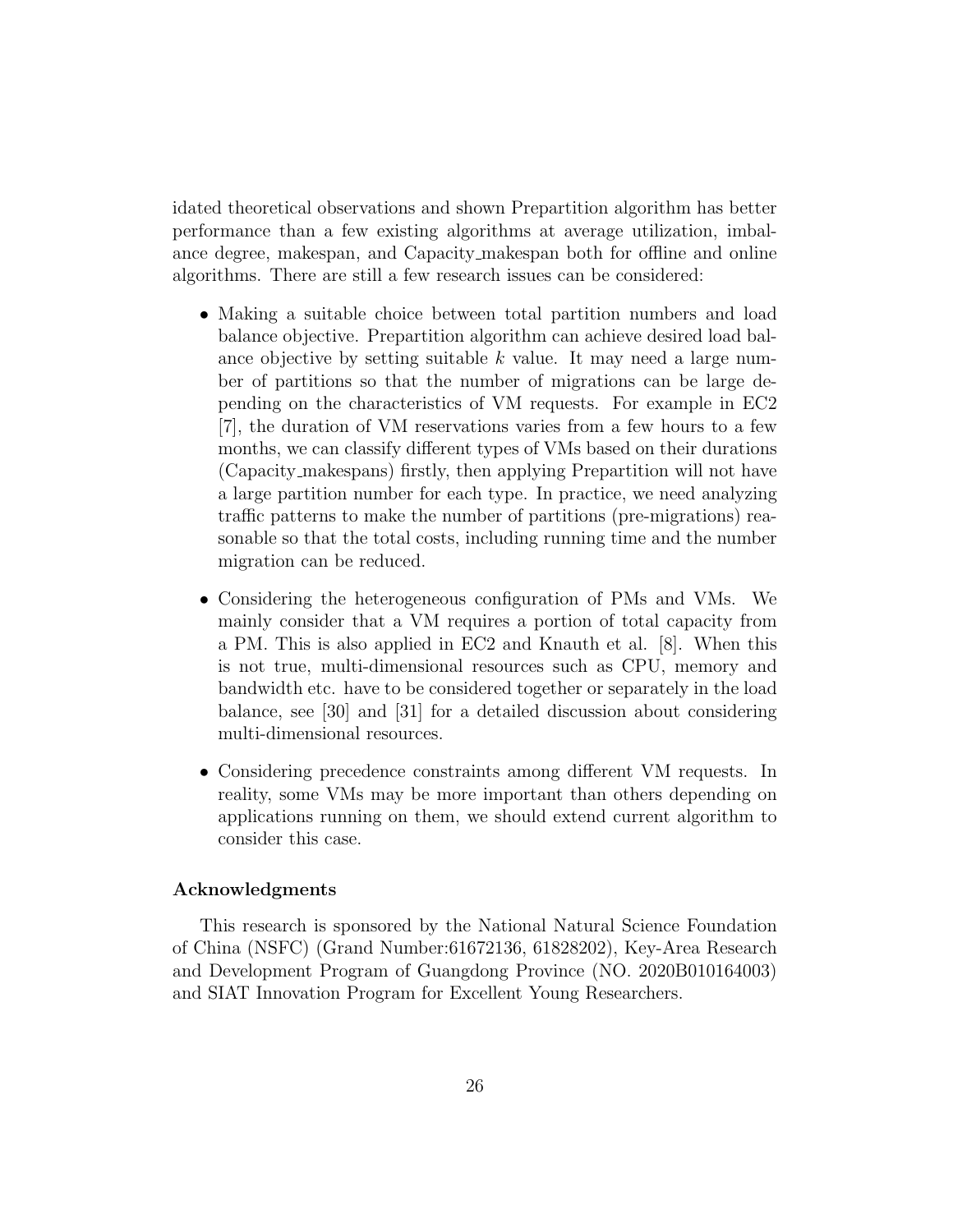idated theoretical observations and shown Prepartition algorithm has better performance than a few existing algorithms at average utilization, imbalance degree, makespan, and Capacity_makespan both for offline and online algorithms. There are still a few research issues can be considered:

- Making a suitable choice between total partition numbers and load balance objective. Prepartition algorithm can achieve desired load balance objective by setting suitable $k$ value. It may need a large number of partitions so that the number of migrations can be large depending on the characteristics of VM requests. For example in EC2 [7], the duration of VM reservations varies from a few hours to a few months, we can classify different types of VMs based on their durations (Capacity_makespans) firstly, then applying Prepartition will not have a large partition number for each type. In practice, we need analyzing traffic patterns to make the number of partitions (pre-migrations) reasonable so that the total costs, including running time and the number migration can be reduced.
- Considering the heterogeneous configuration of PMs and VMs. We mainly consider that a VM requires a portion of total capacity from a PM. This is also applied in EC2 and Knauth et al. [8]. When this is not true, multi-dimensional resources such as CPU, memory and bandwidth etc. have to be considered together or separately in the load balance, see [30] and [31] for a detailed discussion about considering multi-dimensional resources.
- Considering precedence constraints among different VM requests. In reality, some VMs may be more important than others depending on applications running on them, we should extend current algorithm to consider this case.

### Acknowledgments

This research is sponsored by the National Natural Science Foundation of China (NSFC) (Grand Number:61672136, 61828202), Key-Area Research and Development Program of Guangdong Province (NO. 2020B010164003) and SIAT Innovation Program for Excellent Young Researchers.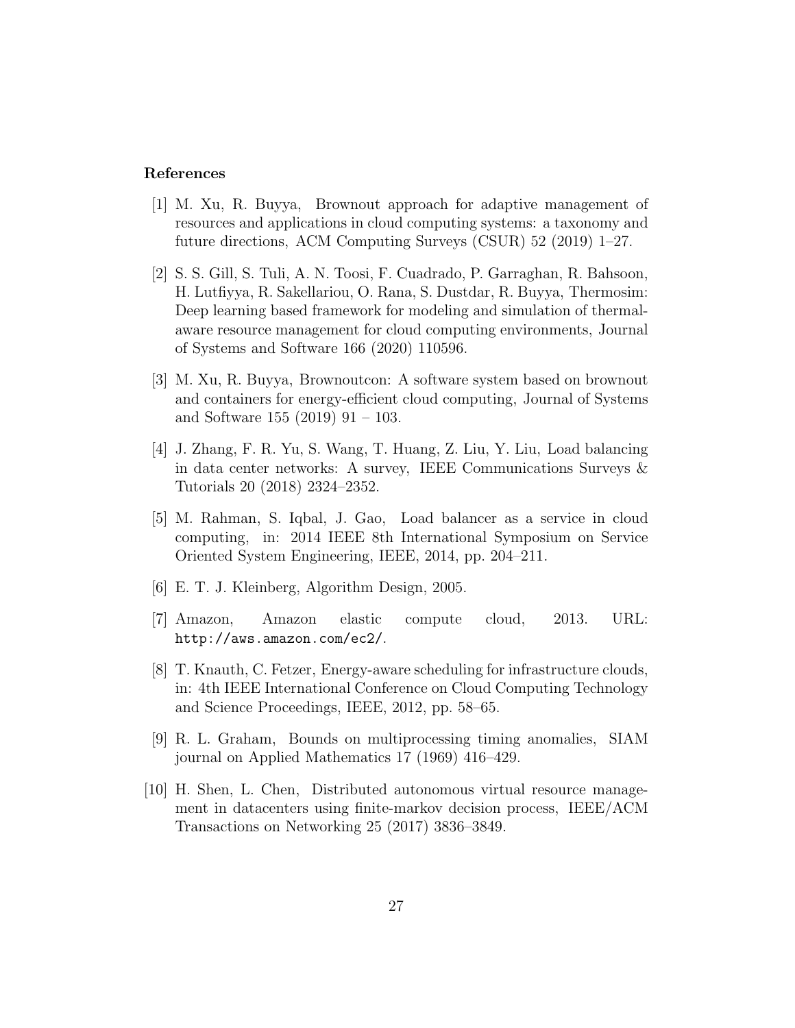## References

[1] M. Xu, R. Buyya, Brownout approach for adaptive management of resources and applications in cloud computing systems: a taxonomy and future directions, ACM Computing Surveys (CSUR) 52 (2019) 1–27.

[2] S. S. Gill, S. Tuli, A. N. Toosi, F. Cuadrado, P. Garraghan, R. Bahsoon, H. Lutfiyya, R. Sakellariou, O. Rana, S. Dustdar, R. Buyya, Thermosim: Deep learning based framework for modeling and simulation of thermal-aware resource management for cloud computing environments, Journal of Systems and Software 166 (2020) 110596.

[3] M. Xu, R. Buyya, Brownoutcon: A software system based on brownout and containers for energy-efficient cloud computing, Journal of Systems and Software 155 (2019) 91 – 103.

[4] J. Zhang, F. R. Yu, S. Wang, T. Huang, Z. Liu, Y. Liu, Load balancing in data center networks: A survey, IEEE Communications Surveys & Tutorials 20 (2018) 2324–2352.

[5] M. Rahman, S. Iqbal, J. Gao, Load balancer as a service in cloud computing, in: 2014 IEEE 8th International Symposium on Service Oriented System Engineering, IEEE, 2014, pp. 204–211.

[6] E. T. J. Kleinberg, Algorithm Design, 2005.

[7] Amazon, Amazon elastic compute cloud, 2013. URL: `http://aws.amazon.com/ec2/`.

[8] T. Knauth, C. Fetzer, Energy-aware scheduling for infrastructure clouds, in: 4th IEEE International Conference on Cloud Computing Technology and Science Proceedings, IEEE, 2012, pp. 58–65.

[9] R. L. Graham, Bounds on multiprocessing timing anomalies, SIAM journal on Applied Mathematics 17 (1969) 416–429.

[10] H. Shen, L. Chen, Distributed autonomous virtual resource management in datacenters using finite-markov decision process, IEEE/ACM Transactions on Networking 25 (2017) 3836–3849.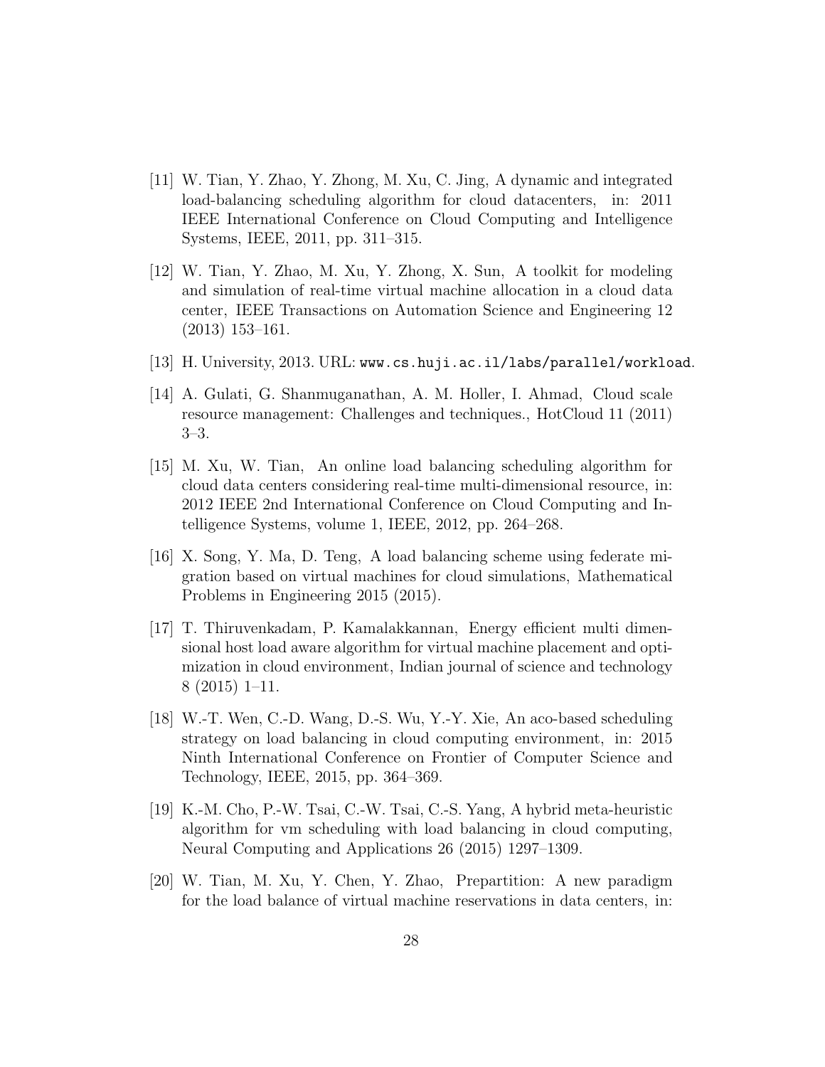[11] W. Tian, Y. Zhao, Y. Zhong, M. Xu, C. Jing, A dynamic and integrated load-balancing scheduling algorithm for cloud datacenters, in: 2011 IEEE International Conference on Cloud Computing and Intelligence Systems, IEEE, 2011, pp. 311–315.

[12] W. Tian, Y. Zhao, M. Xu, Y. Zhong, X. Sun, A toolkit for modeling and simulation of real-time virtual machine allocation in a cloud data center, IEEE Transactions on Automation Science and Engineering 12 (2013) 153–161.

[13] H. University, 2013. URL: `www.cs.huji.ac.il/labs/parallel/workload`.

[14] A. Gulati, G. Shanmuganathan, A. M. Holler, I. Ahmad, Cloud scale resource management: Challenges and techniques., HotCloud 11 (2011) 3–3.

[15] M. Xu, W. Tian, An online load balancing scheduling algorithm for cloud data centers considering real-time multi-dimensional resource, in: 2012 IEEE 2nd International Conference on Cloud Computing and Intelligence Systems, volume 1, IEEE, 2012, pp. 264–268.

[16] X. Song, Y. Ma, D. Teng, A load balancing scheme using federate migration based on virtual machines for cloud simulations, Mathematical Problems in Engineering 2015 (2015).

[17] T. Thiruvenkadam, P. Kamalakkannan, Energy efficient multi dimensional host load aware algorithm for virtual machine placement and optimization in cloud environment, Indian journal of science and technology 8 (2015) 1–11.

[18] W.-T. Wen, C.-D. Wang, D.-S. Wu, Y.-Y. Xie, An aco-based scheduling strategy on load balancing in cloud computing environment, in: 2015 Ninth International Conference on Frontier of Computer Science and Technology, IEEE, 2015, pp. 364–369.

[19] K.-M. Cho, P.-W. Tsai, C.-W. Tsai, C.-S. Yang, A hybrid meta-heuristic algorithm for vm scheduling with load balancing in cloud computing, Neural Computing and Applications 26 (2015) 1297–1309.

[20] W. Tian, M. Xu, Y. Chen, Y. Zhao, Prepartition: A new paradigm for the load balance of virtual machine reservations in data centers, in: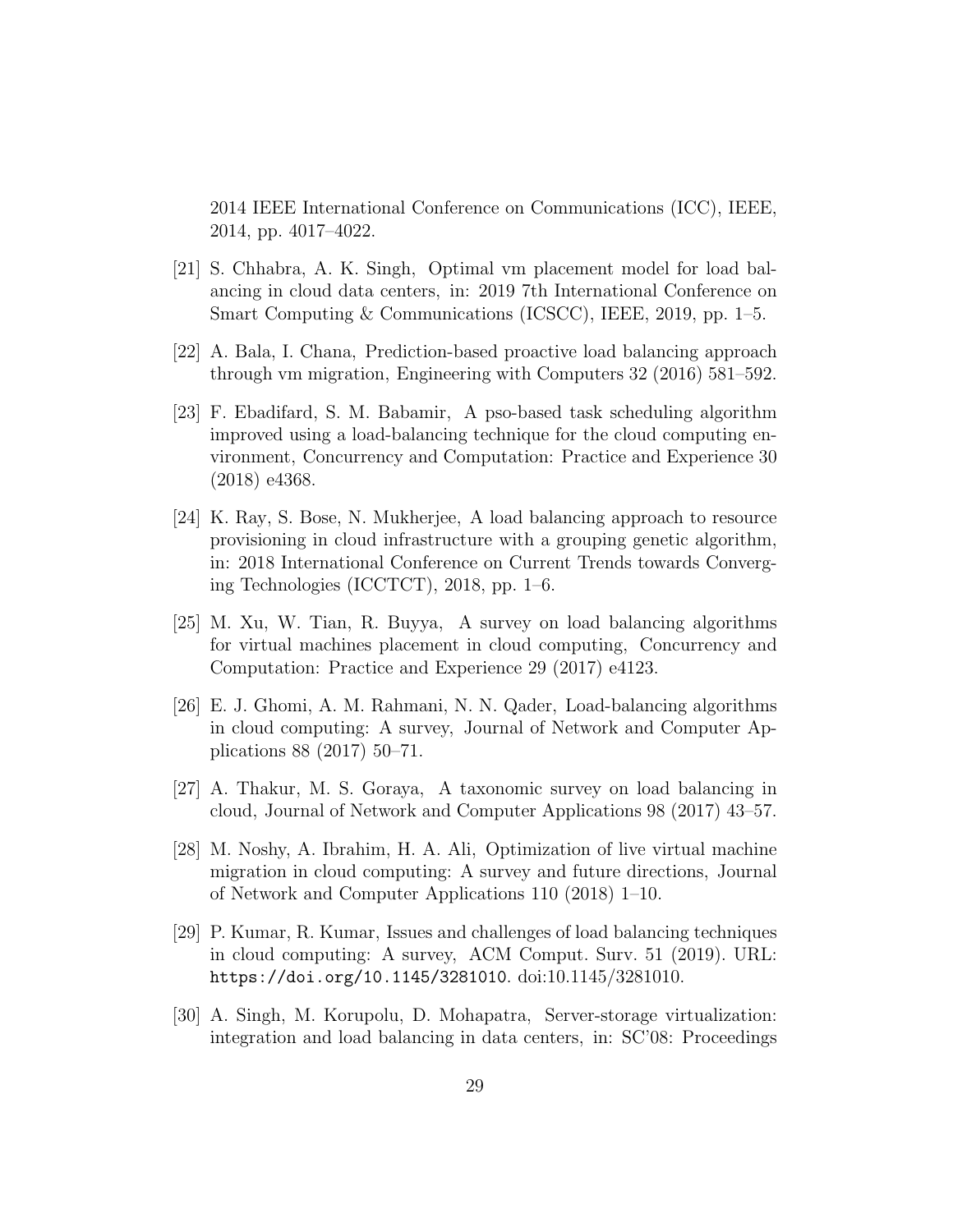2014 IEEE International Conference on Communications (ICC), IEEE, 2014, pp. 4017–4022.

[21] S. Chhabra, A. K. Singh, Optimal vm placement model for load balancing in cloud data centers, in: 2019 7th International Conference on Smart Computing & Communications (ICSCC), IEEE, 2019, pp. 1–5.

[22] A. Bala, I. Chana, Prediction-based proactive load balancing approach through vm migration, Engineering with Computers 32 (2016) 581–592.

[23] F. Ebadifard, S. M. Babamir, A pso-based task scheduling algorithm improved using a load-balancing technique for the cloud computing environment, Concurrency and Computation: Practice and Experience 30 (2018) e4368.

[24] K. Ray, S. Bose, N. Mukherjee, A load balancing approach to resource provisioning in cloud infrastructure with a grouping genetic algorithm, in: 2018 International Conference on Current Trends towards Converging Technologies (ICCTCT), 2018, pp. 1–6.

[25] M. Xu, W. Tian, R. Buyya, A survey on load balancing algorithms for virtual machines placement in cloud computing, Concurrency and Computation: Practice and Experience 29 (2017) e4123.

[26] E. J. Ghomi, A. M. Rahmani, N. N. Qader, Load-balancing algorithms in cloud computing: A survey, Journal of Network and Computer Applications 88 (2017) 50–71.

[27] A. Thakur, M. S. Goraya, A taxonomic survey on load balancing in cloud, Journal of Network and Computer Applications 98 (2017) 43–57.

[28] M. Noshy, A. Ibrahim, H. A. Ali, Optimization of live virtual machine migration in cloud computing: A survey and future directions, Journal of Network and Computer Applications 110 (2018) 1–10.

[29] P. Kumar, R. Kumar, Issues and challenges of load balancing techniques in cloud computing: A survey, ACM Comput. Surv. 51 (2019). URL: https://doi.org/10.1145/3281010. doi:10.1145/3281010.

[30] A. Singh, M. Korupolu, D. Mohapatra, Server-storage virtualization: integration and load balancing in data centers, in: SC'08: Proceedings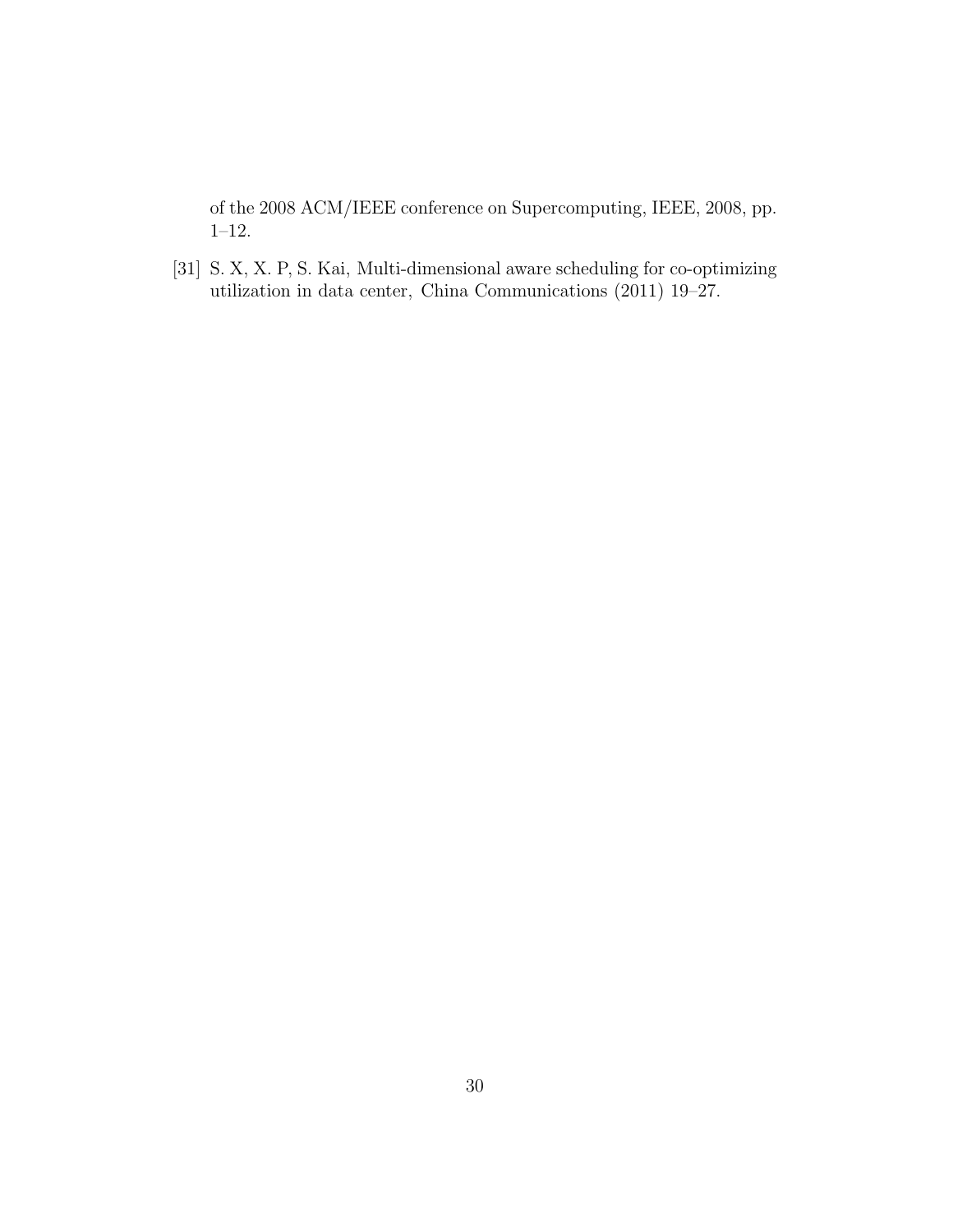of the 2008 ACM/IEEE conference on Supercomputing, IEEE, 2008, pp. 1–12.

[31] S. X, X. P, S. Kai, Multi-dimensional aware scheduling for co-optimizing utilization in data center, China Communications (2011) 19–27.